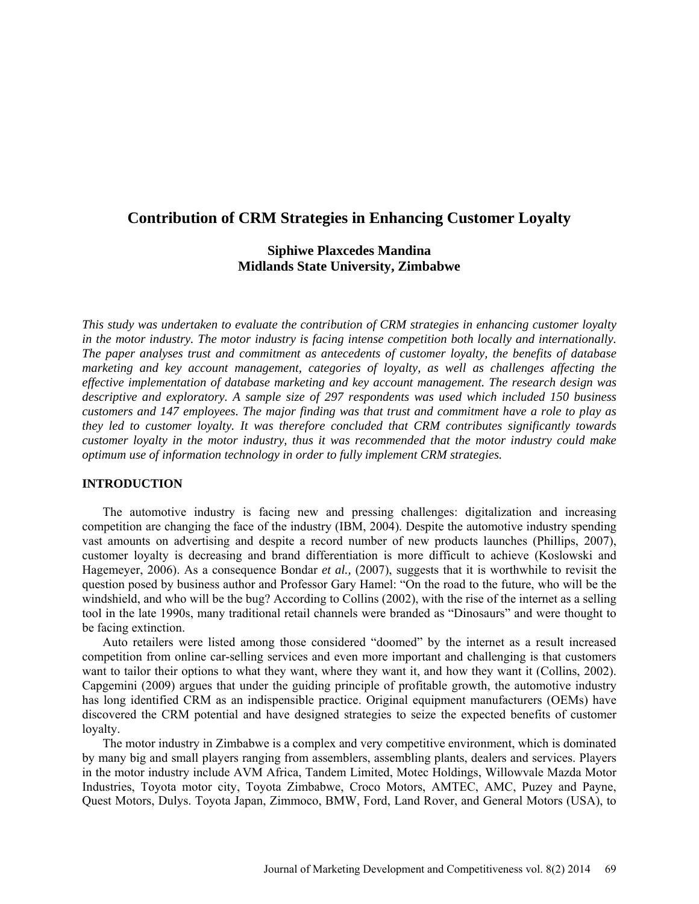# Contribution of CRM Strategies in Enhancing Customer Loyalty

**Siphiwe Plaxcedes Mandina**
**Midlands State University, Zimbabwe**

*This study was undertaken to evaluate the contribution of CRM strategies in enhancing customer loyalty in the motor industry. The motor industry is facing intense competition both locally and internationally. The paper analyses trust and commitment as antecedents of customer loyalty, the benefits of database marketing and key account management, categories of loyalty, as well as challenges affecting the effective implementation of database marketing and key account management. The research design was descriptive and exploratory. A sample size of 297 respondents was used which included 150 business customers and 147 employees. The major finding was that trust and commitment have a role to play as they led to customer loyalty. It was therefore concluded that CRM contributes significantly towards customer loyalty in the motor industry, thus it was recommended that the motor industry could make optimum use of information technology in order to fully implement CRM strategies.*

## INTRODUCTION

The automotive industry is facing new and pressing challenges: digitalization and increasing competition are changing the face of the industry (IBM, 2004). Despite the automotive industry spending vast amounts on advertising and despite a record number of new products launches (Phillips, 2007), customer loyalty is decreasing and brand differentiation is more difficult to achieve (Koslowski and Hagemeyer, 2006). As a consequence Bondar *et al.,* (2007), suggests that it is worthwhile to revisit the question posed by business author and Professor Gary Hamel: "On the road to the future, who will be the windshield, and who will be the bug? According to Collins (2002), with the rise of the internet as a selling tool in the late 1990s, many traditional retail channels were branded as "Dinosaurs" and were thought to be facing extinction.

Auto retailers were listed among those considered "doomed" by the internet as a result increased competition from online car-selling services and even more important and challenging is that customers want to tailor their options to what they want, where they want it, and how they want it (Collins, 2002). Capgemini (2009) argues that under the guiding principle of profitable growth, the automotive industry has long identified CRM as an indispensible practice. Original equipment manufacturers (OEMs) have discovered the CRM potential and have designed strategies to seize the expected benefits of customer loyalty.

The motor industry in Zimbabwe is a complex and very competitive environment, which is dominated by many big and small players ranging from assemblers, assembling plants, dealers and services. Players in the motor industry include AVM Africa, Tandem Limited, Motec Holdings, Willowvale Mazda Motor Industries, Toyota motor city, Toyota Zimbabwe, Croco Motors, AMTEC, AMC, Puzey and Payne, Quest Motors, Dulys. Toyota Japan, Zimmoco, BMW, Ford, Land Rover, and General Motors (USA), to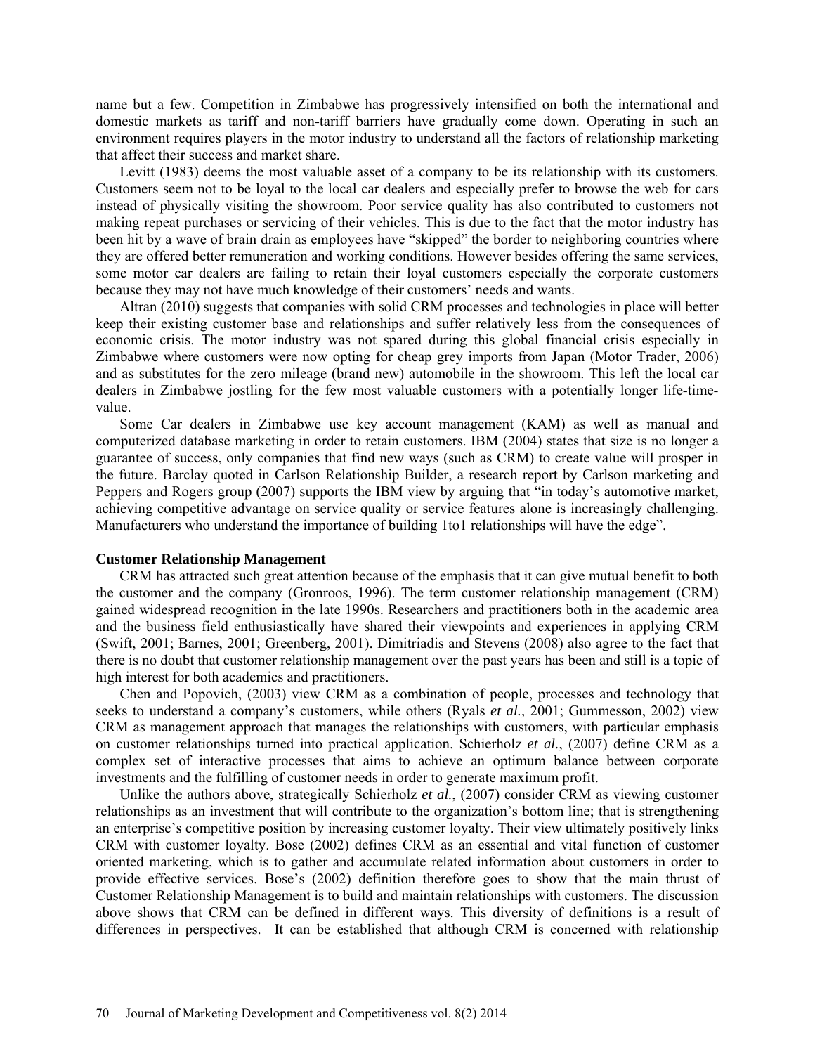name but a few. Competition in Zimbabwe has progressively intensified on both the international and domestic markets as tariff and non-tariff barriers have gradually come down. Operating in such an environment requires players in the motor industry to understand all the factors of relationship marketing that affect their success and market share.

Levitt (1983) deems the most valuable asset of a company to be its relationship with its customers. Customers seem not to be loyal to the local car dealers and especially prefer to browse the web for cars instead of physically visiting the showroom. Poor service quality has also contributed to customers not making repeat purchases or servicing of their vehicles. This is due to the fact that the motor industry has been hit by a wave of brain drain as employees have "skipped" the border to neighboring countries where they are offered better remuneration and working conditions. However besides offering the same services, some motor car dealers are failing to retain their loyal customers especially the corporate customers because they may not have much knowledge of their customers' needs and wants.

Altran (2010) suggests that companies with solid CRM processes and technologies in place will better keep their existing customer base and relationships and suffer relatively less from the consequences of economic crisis. The motor industry was not spared during this global financial crisis especially in Zimbabwe where customers were now opting for cheap grey imports from Japan (Motor Trader, 2006) and as substitutes for the zero mileage (brand new) automobile in the showroom. This left the local car dealers in Zimbabwe jostling for the few most valuable customers with a potentially longer life-time-value.

Some Car dealers in Zimbabwe use key account management (KAM) as well as manual and computerized database marketing in order to retain customers. IBM (2004) states that size is no longer a guarantee of success, only companies that find new ways (such as CRM) to create value will prosper in the future. Barclay quoted in Carlson Relationship Builder, a research report by Carlson marketing and Peppers and Rogers group (2007) supports the IBM view by arguing that "in today's automotive market, achieving competitive advantage on service quality or service features alone is increasingly challenging. Manufacturers who understand the importance of building 1to1 relationships will have the edge".

**Customer Relationship Management**

CRM has attracted such great attention because of the emphasis that it can give mutual benefit to both the customer and the company (Gronroos, 1996). The term customer relationship management (CRM) gained widespread recognition in the late 1990s. Researchers and practitioners both in the academic area and the business field enthusiastically have shared their viewpoints and experiences in applying CRM (Swift, 2001; Barnes, 2001; Greenberg, 2001). Dimitriadis and Stevens (2008) also agree to the fact that there is no doubt that customer relationship management over the past years has been and still is a topic of high interest for both academics and practitioners.

Chen and Popovich, (2003) view CRM as a combination of people, processes and technology that seeks to understand a company's customers, while others (Ryals *et al.,* 2001; Gummesson, 2002) view CRM as management approach that manages the relationships with customers, with particular emphasis on customer relationships turned into practical application. Schierholz *et al.*, (2007) define CRM as a complex set of interactive processes that aims to achieve an optimum balance between corporate investments and the fulfilling of customer needs in order to generate maximum profit.

Unlike the authors above, strategically Schierholz *et al.*, (2007) consider CRM as viewing customer relationships as an investment that will contribute to the organization's bottom line; that is strengthening an enterprise's competitive position by increasing customer loyalty. Their view ultimately positively links CRM with customer loyalty. Bose (2002) defines CRM as an essential and vital function of customer oriented marketing, which is to gather and accumulate related information about customers in order to provide effective services. Bose's (2002) definition therefore goes to show that the main thrust of Customer Relationship Management is to build and maintain relationships with customers. The discussion above shows that CRM can be defined in different ways. This diversity of definitions is a result of differences in perspectives. It can be established that although CRM is concerned with relationship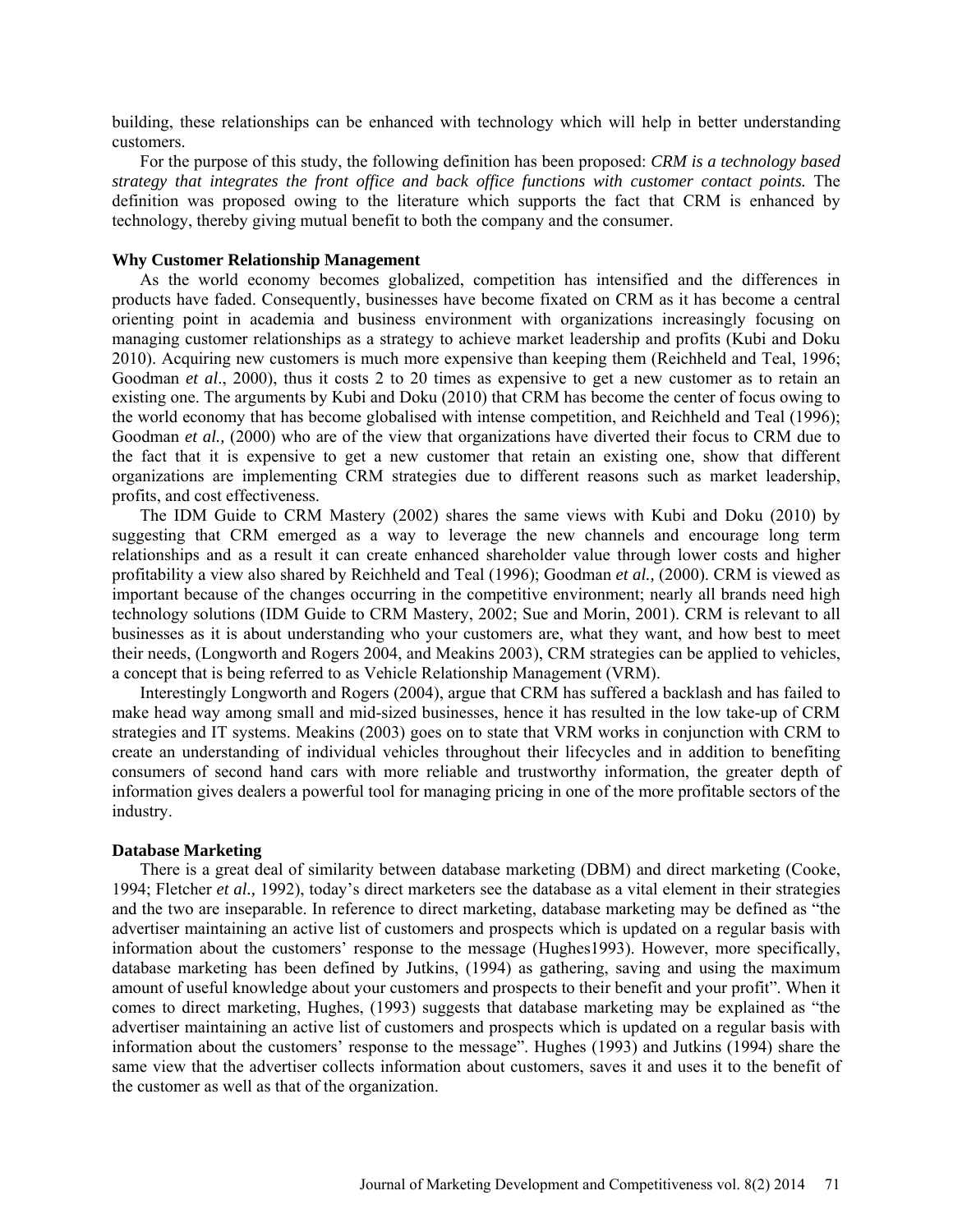building, these relationships can be enhanced with technology which will help in better understanding customers.

For the purpose of this study, the following definition has been proposed: *CRM is a technology based strategy that integrates the front office and back office functions with customer contact points.* The definition was proposed owing to the literature which supports the fact that CRM is enhanced by technology, thereby giving mutual benefit to both the company and the consumer.

**Why Customer Relationship Management**

As the world economy becomes globalized, competition has intensified and the differences in products have faded. Consequently, businesses have become fixated on CRM as it has become a central orienting point in academia and business environment with organizations increasingly focusing on managing customer relationships as a strategy to achieve market leadership and profits (Kubi and Doku 2010). Acquiring new customers is much more expensive than keeping them (Reichheld and Teal, 1996; Goodman *et al*., 2000), thus it costs 2 to 20 times as expensive to get a new customer as to retain an existing one. The arguments by Kubi and Doku (2010) that CRM has become the center of focus owing to the world economy that has become globalised with intense competition, and Reichheld and Teal (1996); Goodman *et al.,* (2000) who are of the view that organizations have diverted their focus to CRM due to the fact that it is expensive to get a new customer that retain an existing one, show that different organizations are implementing CRM strategies due to different reasons such as market leadership, profits, and cost effectiveness.

The IDM Guide to CRM Mastery (2002) shares the same views with Kubi and Doku (2010) by suggesting that CRM emerged as a way to leverage the new channels and encourage long term relationships and as a result it can create enhanced shareholder value through lower costs and higher profitability a view also shared by Reichheld and Teal (1996); Goodman *et al.,* (2000). CRM is viewed as important because of the changes occurring in the competitive environment; nearly all brands need high technology solutions (IDM Guide to CRM Mastery, 2002; Sue and Morin, 2001). CRM is relevant to all businesses as it is about understanding who your customers are, what they want, and how best to meet their needs, (Longworth and Rogers 2004, and Meakins 2003), CRM strategies can be applied to vehicles, a concept that is being referred to as Vehicle Relationship Management (VRM).

Interestingly Longworth and Rogers (2004), argue that CRM has suffered a backlash and has failed to make head way among small and mid-sized businesses, hence it has resulted in the low take-up of CRM strategies and IT systems. Meakins (2003) goes on to state that VRM works in conjunction with CRM to create an understanding of individual vehicles throughout their lifecycles and in addition to benefiting consumers of second hand cars with more reliable and trustworthy information, the greater depth of information gives dealers a powerful tool for managing pricing in one of the more profitable sectors of the industry.

**Database Marketing**

There is a great deal of similarity between database marketing (DBM) and direct marketing (Cooke, 1994; Fletcher *et al.,* 1992), today's direct marketers see the database as a vital element in their strategies and the two are inseparable. In reference to direct marketing, database marketing may be defined as "the advertiser maintaining an active list of customers and prospects which is updated on a regular basis with information about the customers' response to the message (Hughes1993). However, more specifically, database marketing has been defined by Jutkins, (1994) as gathering, saving and using the maximum amount of useful knowledge about your customers and prospects to their benefit and your profit". When it comes to direct marketing, Hughes, (1993) suggests that database marketing may be explained as "the advertiser maintaining an active list of customers and prospects which is updated on a regular basis with information about the customers' response to the message". Hughes (1993) and Jutkins (1994) share the same view that the advertiser collects information about customers, saves it and uses it to the benefit of the customer as well as that of the organization.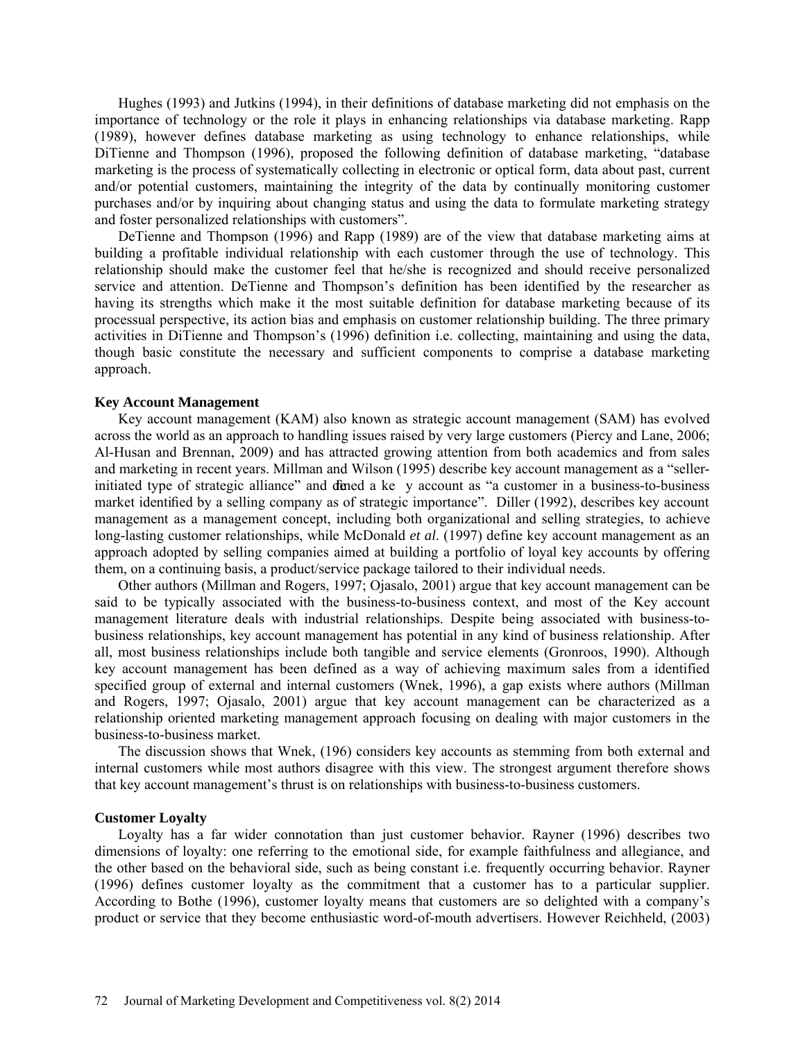Hughes (1993) and Jutkins (1994), in their definitions of database marketing did not emphasis on the importance of technology or the role it plays in enhancing relationships via database marketing. Rapp (1989), however defines database marketing as using technology to enhance relationships, while DiTienne and Thompson (1996), proposed the following definition of database marketing, "database marketing is the process of systematically collecting in electronic or optical form, data about past, current and/or potential customers, maintaining the integrity of the data by continually monitoring customer purchases and/or by inquiring about changing status and using the data to formulate marketing strategy and foster personalized relationships with customers".

DeTienne and Thompson (1996) and Rapp (1989) are of the view that database marketing aims at building a profitable individual relationship with each customer through the use of technology. This relationship should make the customer feel that he/she is recognized and should receive personalized service and attention. DeTienne and Thompson's definition has been identified by the researcher as having its strengths which make it the most suitable definition for database marketing because of its processual perspective, its action bias and emphasis on customer relationship building. The three primary activities in DiTienne and Thompson's (1996) definition i.e. collecting, maintaining and using the data, though basic constitute the necessary and sufficient components to comprise a database marketing approach.

**Key Account Management**

Key account management (KAM) also known as strategic account management (SAM) has evolved across the world as an approach to handling issues raised by very large customers (Piercy and Lane, 2006; Al-Husan and Brennan, 2009) and has attracted growing attention from both academics and from sales and marketing in recent years. Millman and Wilson (1995) describe key account management as a "seller-initiated type of strategic alliance" and defined a key account as "a customer in a business-to-business market identified by a selling company as of strategic importance". Diller (1992), describes key account management as a management concept, including both organizational and selling strategies, to achieve long-lasting customer relationships, while McDonald *et al.* (1997) define key account management as an approach adopted by selling companies aimed at building a portfolio of loyal key accounts by offering them, on a continuing basis, a product/service package tailored to their individual needs.

Other authors (Millman and Rogers, 1997; Ojasalo, 2001) argue that key account management can be said to be typically associated with the business-to-business context, and most of the Key account management literature deals with industrial relationships. Despite being associated with business-to-business relationships, key account management has potential in any kind of business relationship. After all, most business relationships include both tangible and service elements (Gronroos, 1990). Although key account management has been defined as a way of achieving maximum sales from a identified specified group of external and internal customers (Wnek, 1996), a gap exists where authors (Millman and Rogers, 1997; Ojasalo, 2001) argue that key account management can be characterized as a relationship oriented marketing management approach focusing on dealing with major customers in the business-to-business market.

The discussion shows that Wnek, (196) considers key accounts as stemming from both external and internal customers while most authors disagree with this view. The strongest argument therefore shows that key account management's thrust is on relationships with business-to-business customers.

**Customer Loyalty**

Loyalty has a far wider connotation than just customer behavior. Rayner (1996) describes two dimensions of loyalty: one referring to the emotional side, for example faithfulness and allegiance, and the other based on the behavioral side, such as being constant i.e. frequently occurring behavior. Rayner (1996) defines customer loyalty as the commitment that a customer has to a particular supplier. According to Bothe (1996), customer loyalty means that customers are so delighted with a company's product or service that they become enthusiastic word-of-mouth advertisers. However Reichheld, (2003)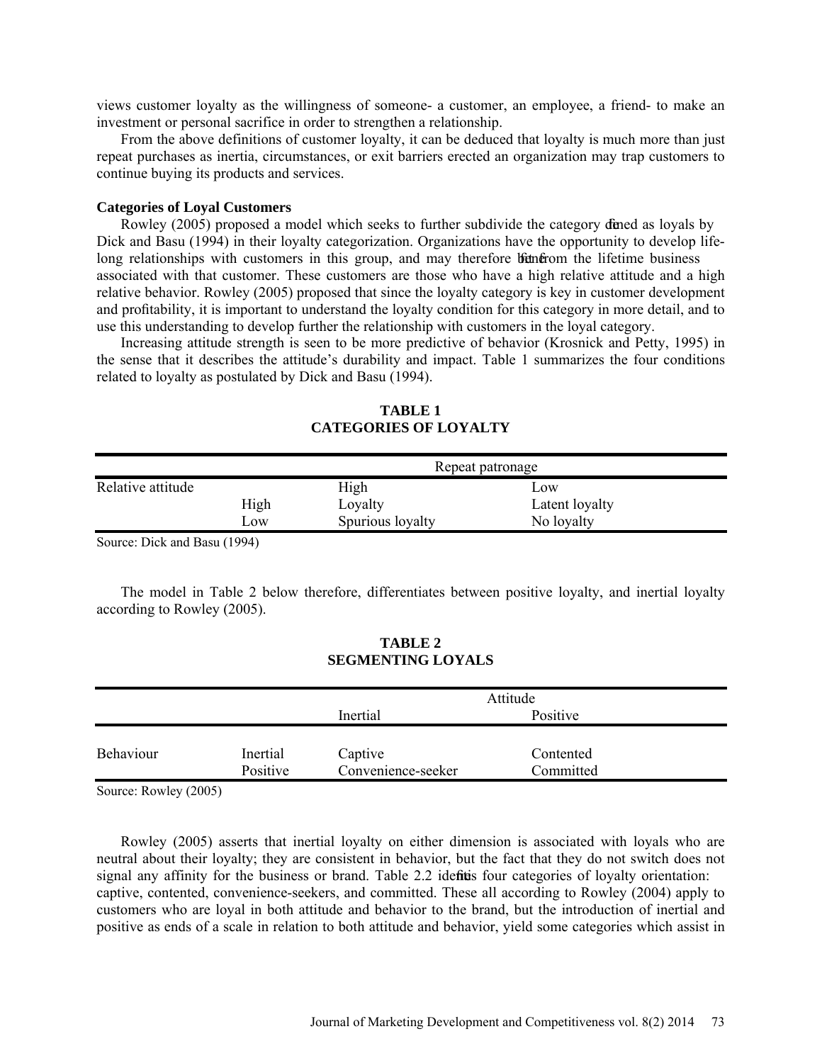views customer loyalty as the willingness of someone- a customer, an employee, a friend- to make an investment or personal sacrifice in order to strengthen a relationship.

From the above definitions of customer loyalty, it can be deduced that loyalty is much more than just repeat purchases as inertia, circumstances, or exit barriers erected an organization may trap customers to continue buying its products and services.

**Categories of Loyal Customers**

Rowley (2005) proposed a model which seeks to further subdivide the category defined as loyals by Dick and Basu (1994) in their loyalty categorization. Organizations have the opportunity to develop life-long relationships with customers in this group, and may therefore benefit from the lifetime business associated with that customer. These customers are those who have a high relative attitude and a high relative behavior. Rowley (2005) proposed that since the loyalty category is key in customer development and profitability, it is important to understand the loyalty condition for this category in more detail, and to use this understanding to develop further the relationship with customers in the loyal category.

Increasing attitude strength is seen to be more predictive of behavior (Krosnick and Petty, 1995) in the sense that it describes the attitude's durability and impact. Table 1 summarizes the four conditions related to loyalty as postulated by Dick and Basu (1994).

**TABLE 1**
**CATEGORIES OF LOYALTY**

| | | Repeat patronage | |
|---|---|---|---|
| Relative attitude | | High | Low |
| | High | Loyalty | Latent loyalty |
| | Low | Spurious loyalty | No loyalty |

Source: Dick and Basu (1994)

The model in Table 2 below therefore, differentiates between positive loyalty, and inertial loyalty according to Rowley (2005).

**TABLE 2**
**SEGMENTING LOYALS**

| | | Attitude | |
|---|---|---|---|
| | | Inertial | Positive |
| Behaviour | Inertial | Captive | Contented |
| | Positive | Convenience-seeker | Committed |

Source: Rowley (2005)

Rowley (2005) asserts that inertial loyalty on either dimension is associated with loyals who are neutral about their loyalty; they are consistent in behavior, but the fact that they do not switch does not signal any affinity for the business or brand. Table 2.2 identifies four categories of loyalty orientation: captive, contented, convenience-seekers, and committed. These all according to Rowley (2004) apply to customers who are loyal in both attitude and behavior to the brand, but the introduction of inertial and positive as ends of a scale in relation to both attitude and behavior, yield some categories which assist in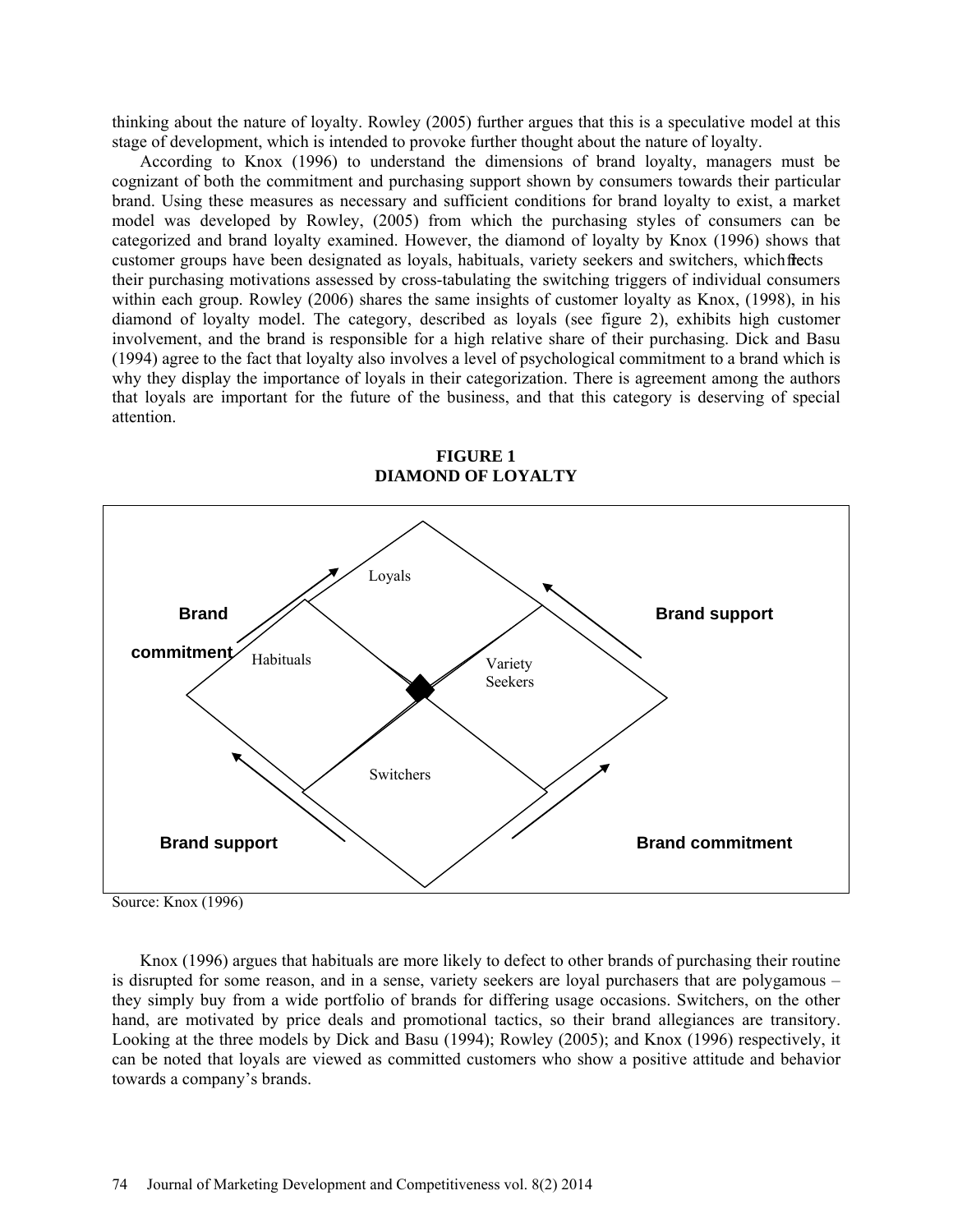thinking about the nature of loyalty. Rowley (2005) further argues that this is a speculative model at this stage of development, which is intended to provoke further thought about the nature of loyalty.

According to Knox (1996) to understand the dimensions of brand loyalty, managers must be cognizant of both the commitment and purchasing support shown by consumers towards their particular brand. Using these measures as necessary and sufficient conditions for brand loyalty to exist, a market model was developed by Rowley, (2005) from which the purchasing styles of consumers can be categorized and brand loyalty examined. However, the diamond of loyalty by Knox (1996) shows that customer groups have been designated as loyals, habituals, variety seekers and switchers, which reflects their purchasing motivations assessed by cross-tabulating the switching triggers of individual consumers within each group. Rowley (2006) shares the same insights of customer loyalty as Knox, (1998), in his diamond of loyalty model. The category, described as loyals (see figure 2), exhibits high customer involvement, and the brand is responsible for a high relative share of their purchasing. Dick and Basu (1994) agree to the fact that loyalty also involves a level of psychological commitment to a brand which is why they display the importance of loyals in their categorization. There is agreement among the authors that loyals are important for the future of the business, and that this category is deserving of special attention.

**FIGURE 1**
**DIAMOND OF LOYALTY**

Loyals | Habituals | Variety Seekers | Switchers

Brand commitment | Brand support | Brand support | Brand commitment

Source: Knox (1996)

Knox (1996) argues that habituals are more likely to defect to other brands of purchasing their routine is disrupted for some reason, and in a sense, variety seekers are loyal purchasers that are polygamous – they simply buy from a wide portfolio of brands for differing usage occasions. Switchers, on the other hand, are motivated by price deals and promotional tactics, so their brand allegiances are transitory. Looking at the three models by Dick and Basu (1994); Rowley (2005); and Knox (1996) respectively, it can be noted that loyals are viewed as committed customers who show a positive attitude and behavior towards a company's brands.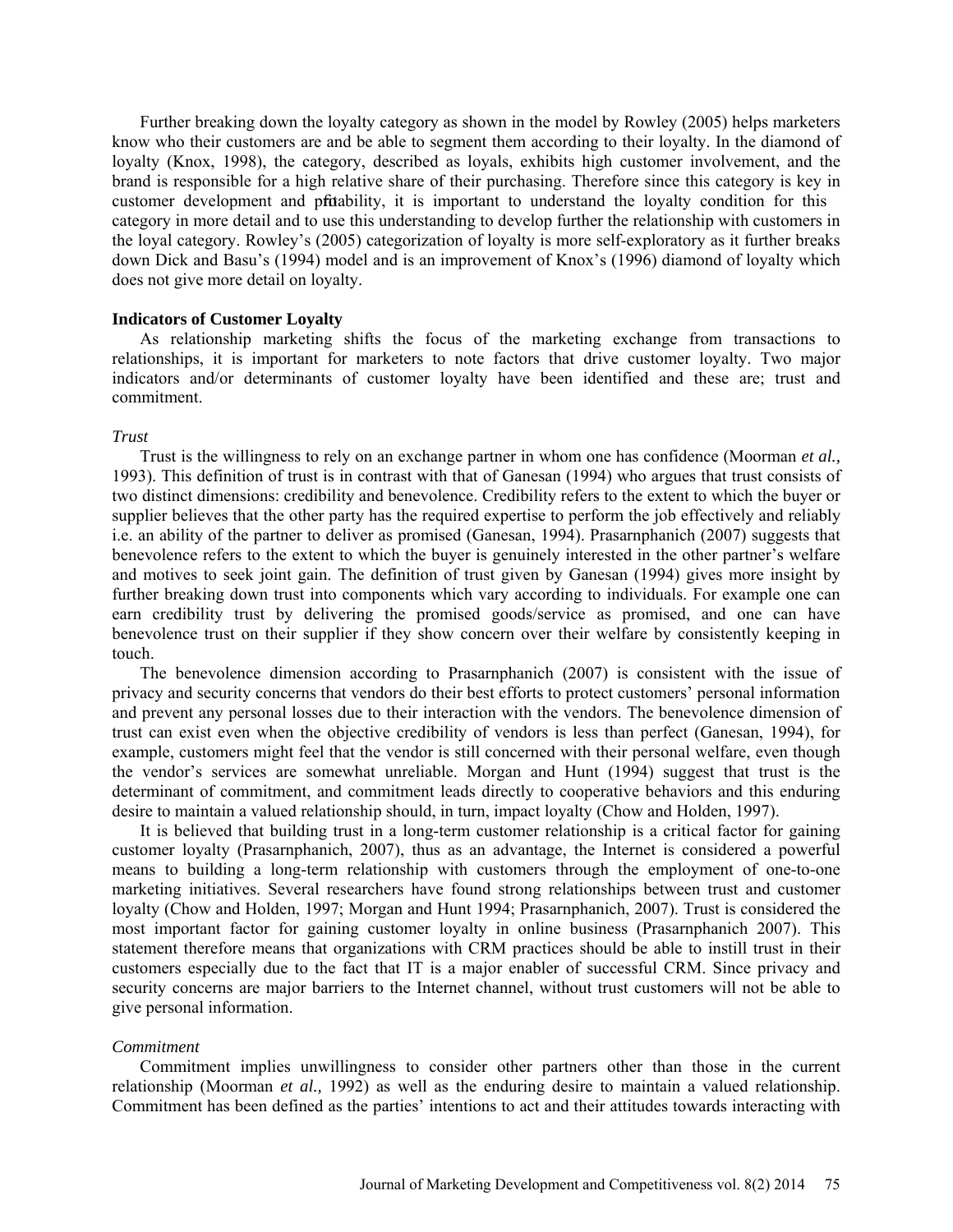Further breaking down the loyalty category as shown in the model by Rowley (2005) helps marketers know who their customers are and be able to segment them according to their loyalty. In the diamond of loyalty (Knox, 1998), the category, described as loyals, exhibits high customer involvement, and the brand is responsible for a high relative share of their purchasing. Therefore since this category is key in customer development and profitability, it is important to understand the loyalty condition for this category in more detail and to use this understanding to develop further the relationship with customers in the loyal category. Rowley's (2005) categorization of loyalty is more self-exploratory as it further breaks down Dick and Basu's (1994) model and is an improvement of Knox's (1996) diamond of loyalty which does not give more detail on loyalty.

### Indicators of Customer Loyalty

As relationship marketing shifts the focus of the marketing exchange from transactions to relationships, it is important for marketers to note factors that drive customer loyalty. Two major indicators and/or determinants of customer loyalty have been identified and these are; trust and commitment.

#### *Trust*

Trust is the willingness to rely on an exchange partner in whom one has confidence (Moorman *et al.,* 1993). This definition of trust is in contrast with that of Ganesan (1994) who argues that trust consists of two distinct dimensions: credibility and benevolence. Credibility refers to the extent to which the buyer or supplier believes that the other party has the required expertise to perform the job effectively and reliably i.e. an ability of the partner to deliver as promised (Ganesan, 1994). Prasarnphanich (2007) suggests that benevolence refers to the extent to which the buyer is genuinely interested in the other partner's welfare and motives to seek joint gain. The definition of trust given by Ganesan (1994) gives more insight by further breaking down trust into components which vary according to individuals. For example one can earn credibility trust by delivering the promised goods/service as promised, and one can have benevolence trust on their supplier if they show concern over their welfare by consistently keeping in touch.

The benevolence dimension according to Prasarnphanich (2007) is consistent with the issue of privacy and security concerns that vendors do their best efforts to protect customers' personal information and prevent any personal losses due to their interaction with the vendors. The benevolence dimension of trust can exist even when the objective credibility of vendors is less than perfect (Ganesan, 1994), for example, customers might feel that the vendor is still concerned with their personal welfare, even though the vendor's services are somewhat unreliable. Morgan and Hunt (1994) suggest that trust is the determinant of commitment, and commitment leads directly to cooperative behaviors and this enduring desire to maintain a valued relationship should, in turn, impact loyalty (Chow and Holden, 1997).

It is believed that building trust in a long-term customer relationship is a critical factor for gaining customer loyalty (Prasarnphanich, 2007), thus as an advantage, the Internet is considered a powerful means to building a long-term relationship with customers through the employment of one-to-one marketing initiatives. Several researchers have found strong relationships between trust and customer loyalty (Chow and Holden, 1997; Morgan and Hunt 1994; Prasarnphanich, 2007). Trust is considered the most important factor for gaining customer loyalty in online business (Prasarnphanich 2007). This statement therefore means that organizations with CRM practices should be able to instill trust in their customers especially due to the fact that IT is a major enabler of successful CRM. Since privacy and security concerns are major barriers to the Internet channel, without trust customers will not be able to give personal information.

#### *Commitment*

Commitment implies unwillingness to consider other partners other than those in the current relationship (Moorman *et al.,* 1992) as well as the enduring desire to maintain a valued relationship. Commitment has been defined as the parties' intentions to act and their attitudes towards interacting with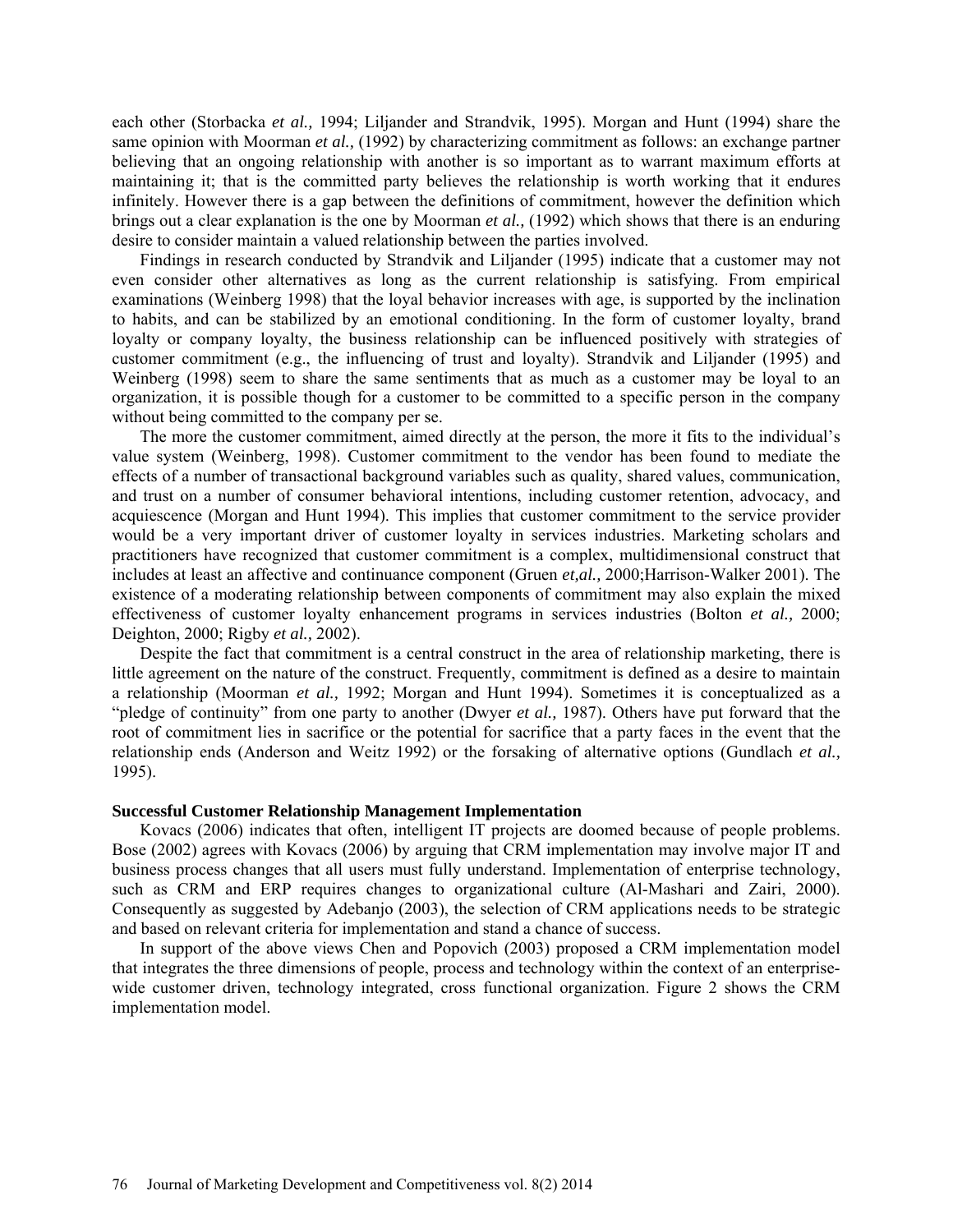each other (Storbacka *et al.,* 1994; Liljander and Strandvik, 1995). Morgan and Hunt (1994) share the same opinion with Moorman *et al.,* (1992) by characterizing commitment as follows: an exchange partner believing that an ongoing relationship with another is so important as to warrant maximum efforts at maintaining it; that is the committed party believes the relationship is worth working that it endures infinitely. However there is a gap between the definitions of commitment, however the definition which brings out a clear explanation is the one by Moorman *et al.,* (1992) which shows that there is an enduring desire to consider maintain a valued relationship between the parties involved.

Findings in research conducted by Strandvik and Liljander (1995) indicate that a customer may not even consider other alternatives as long as the current relationship is satisfying. From empirical examinations (Weinberg 1998) that the loyal behavior increases with age, is supported by the inclination to habits, and can be stabilized by an emotional conditioning. In the form of customer loyalty, brand loyalty or company loyalty, the business relationship can be influenced positively with strategies of customer commitment (e.g., the influencing of trust and loyalty). Strandvik and Liljander (1995) and Weinberg (1998) seem to share the same sentiments that as much as a customer may be loyal to an organization, it is possible though for a customer to be committed to a specific person in the company without being committed to the company per se.

The more the customer commitment, aimed directly at the person, the more it fits to the individual's value system (Weinberg, 1998). Customer commitment to the vendor has been found to mediate the effects of a number of transactional background variables such as quality, shared values, communication, and trust on a number of consumer behavioral intentions, including customer retention, advocacy, and acquiescence (Morgan and Hunt 1994). This implies that customer commitment to the service provider would be a very important driver of customer loyalty in services industries. Marketing scholars and practitioners have recognized that customer commitment is a complex, multidimensional construct that includes at least an affective and continuance component (Gruen *et,al.,* 2000;Harrison-Walker 2001). The existence of a moderating relationship between components of commitment may also explain the mixed effectiveness of customer loyalty enhancement programs in services industries (Bolton *et al.,* 2000; Deighton, 2000; Rigby *et al.,* 2002).

Despite the fact that commitment is a central construct in the area of relationship marketing, there is little agreement on the nature of the construct. Frequently, commitment is defined as a desire to maintain a relationship (Moorman *et al.,* 1992; Morgan and Hunt 1994). Sometimes it is conceptualized as a "pledge of continuity" from one party to another (Dwyer *et al.,* 1987). Others have put forward that the root of commitment lies in sacrifice or the potential for sacrifice that a party faces in the event that the relationship ends (Anderson and Weitz 1992) or the forsaking of alternative options (Gundlach *et al.,* 1995).

**Successful Customer Relationship Management Implementation**

Kovacs (2006) indicates that often, intelligent IT projects are doomed because of people problems. Bose (2002) agrees with Kovacs (2006) by arguing that CRM implementation may involve major IT and business process changes that all users must fully understand. Implementation of enterprise technology, such as CRM and ERP requires changes to organizational culture (Al-Mashari and Zairi, 2000). Consequently as suggested by Adebanjo (2003), the selection of CRM applications needs to be strategic and based on relevant criteria for implementation and stand a chance of success.

In support of the above views Chen and Popovich (2003) proposed a CRM implementation model that integrates the three dimensions of people, process and technology within the context of an enterprise-wide customer driven, technology integrated, cross functional organization. Figure 2 shows the CRM implementation model.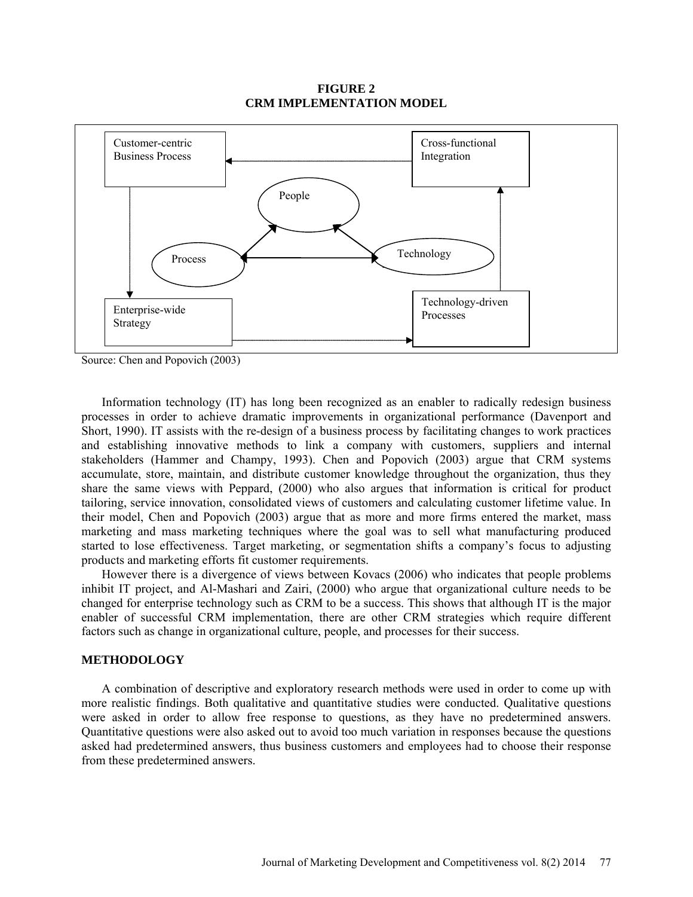**FIGURE 2**
**CRM IMPLEMENTATION MODEL**

Source: Chen and Popovich (2003)

Information technology (IT) has long been recognized as an enabler to radically redesign business processes in order to achieve dramatic improvements in organizational performance (Davenport and Short, 1990). IT assists with the re-design of a business process by facilitating changes to work practices and establishing innovative methods to link a company with customers, suppliers and internal stakeholders (Hammer and Champy, 1993). Chen and Popovich (2003) argue that CRM systems accumulate, store, maintain, and distribute customer knowledge throughout the organization, thus they share the same views with Peppard, (2000) who also argues that information is critical for product tailoring, service innovation, consolidated views of customers and calculating customer lifetime value. In their model, Chen and Popovich (2003) argue that as more and more firms entered the market, mass marketing and mass marketing techniques where the goal was to sell what manufacturing produced started to lose effectiveness. Target marketing, or segmentation shifts a company's focus to adjusting products and marketing efforts fit customer requirements.

However there is a divergence of views between Kovacs (2006) who indicates that people problems inhibit IT project, and Al-Mashari and Zairi, (2000) who argue that organizational culture needs to be changed for enterprise technology such as CRM to be a success. This shows that although IT is the major enabler of successful CRM implementation, there are other CRM strategies which require different factors such as change in organizational culture, people, and processes for their success.

## METHODOLOGY

A combination of descriptive and exploratory research methods were used in order to come up with more realistic findings. Both qualitative and quantitative studies were conducted. Qualitative questions were asked in order to allow free response to questions, as they have no predetermined answers. Quantitative questions were also asked out to avoid too much variation in responses because the questions asked had predetermined answers, thus business customers and employees had to choose their response from these predetermined answers.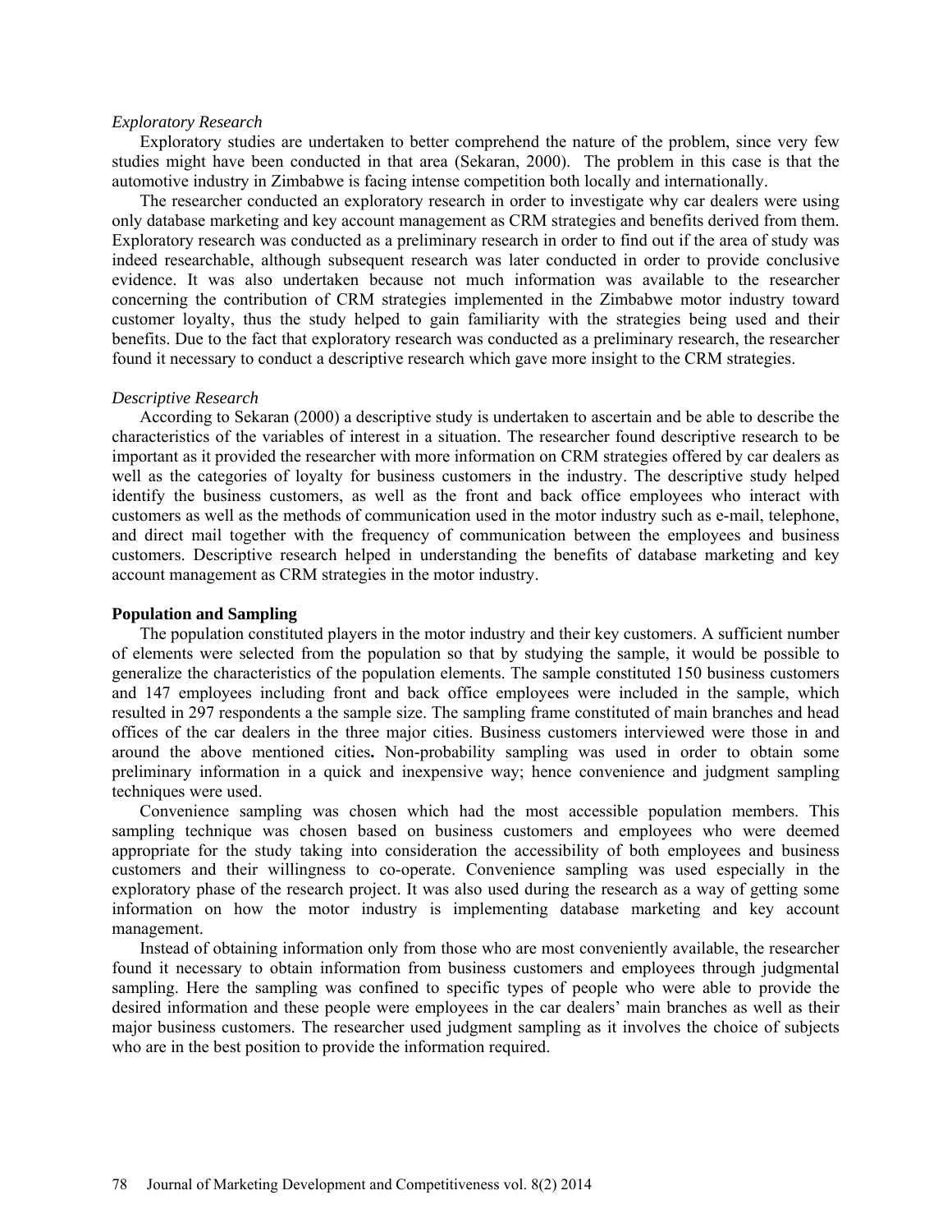*Exploratory Research*

Exploratory studies are undertaken to better comprehend the nature of the problem, since very few studies might have been conducted in that area (Sekaran, 2000). The problem in this case is that the automotive industry in Zimbabwe is facing intense competition both locally and internationally.

The researcher conducted an exploratory research in order to investigate why car dealers were using only database marketing and key account management as CRM strategies and benefits derived from them. Exploratory research was conducted as a preliminary research in order to find out if the area of study was indeed researchable, although subsequent research was later conducted in order to provide conclusive evidence. It was also undertaken because not much information was available to the researcher concerning the contribution of CRM strategies implemented in the Zimbabwe motor industry toward customer loyalty, thus the study helped to gain familiarity with the strategies being used and their benefits. Due to the fact that exploratory research was conducted as a preliminary research, the researcher found it necessary to conduct a descriptive research which gave more insight to the CRM strategies.

*Descriptive Research*

According to Sekaran (2000) a descriptive study is undertaken to ascertain and be able to describe the characteristics of the variables of interest in a situation. The researcher found descriptive research to be important as it provided the researcher with more information on CRM strategies offered by car dealers as well as the categories of loyalty for business customers in the industry. The descriptive study helped identify the business customers, as well as the front and back office employees who interact with customers as well as the methods of communication used in the motor industry such as e-mail, telephone, and direct mail together with the frequency of communication between the employees and business customers. Descriptive research helped in understanding the benefits of database marketing and key account management as CRM strategies in the motor industry.

**Population and Sampling**

The population constituted players in the motor industry and their key customers. A sufficient number of elements were selected from the population so that by studying the sample, it would be possible to generalize the characteristics of the population elements. The sample constituted 150 business customers and 147 employees including front and back office employees were included in the sample, which resulted in 297 respondents a the sample size. The sampling frame constituted of main branches and head offices of the car dealers in the three major cities. Business customers interviewed were those in and around the above mentioned cities**.** Non-probability sampling was used in order to obtain some preliminary information in a quick and inexpensive way; hence convenience and judgment sampling techniques were used.

Convenience sampling was chosen which had the most accessible population members. This sampling technique was chosen based on business customers and employees who were deemed appropriate for the study taking into consideration the accessibility of both employees and business customers and their willingness to co-operate. Convenience sampling was used especially in the exploratory phase of the research project. It was also used during the research as a way of getting some information on how the motor industry is implementing database marketing and key account management.

Instead of obtaining information only from those who are most conveniently available, the researcher found it necessary to obtain information from business customers and employees through judgmental sampling. Here the sampling was confined to specific types of people who were able to provide the desired information and these people were employees in the car dealers' main branches as well as their major business customers. The researcher used judgment sampling as it involves the choice of subjects who are in the best position to provide the information required.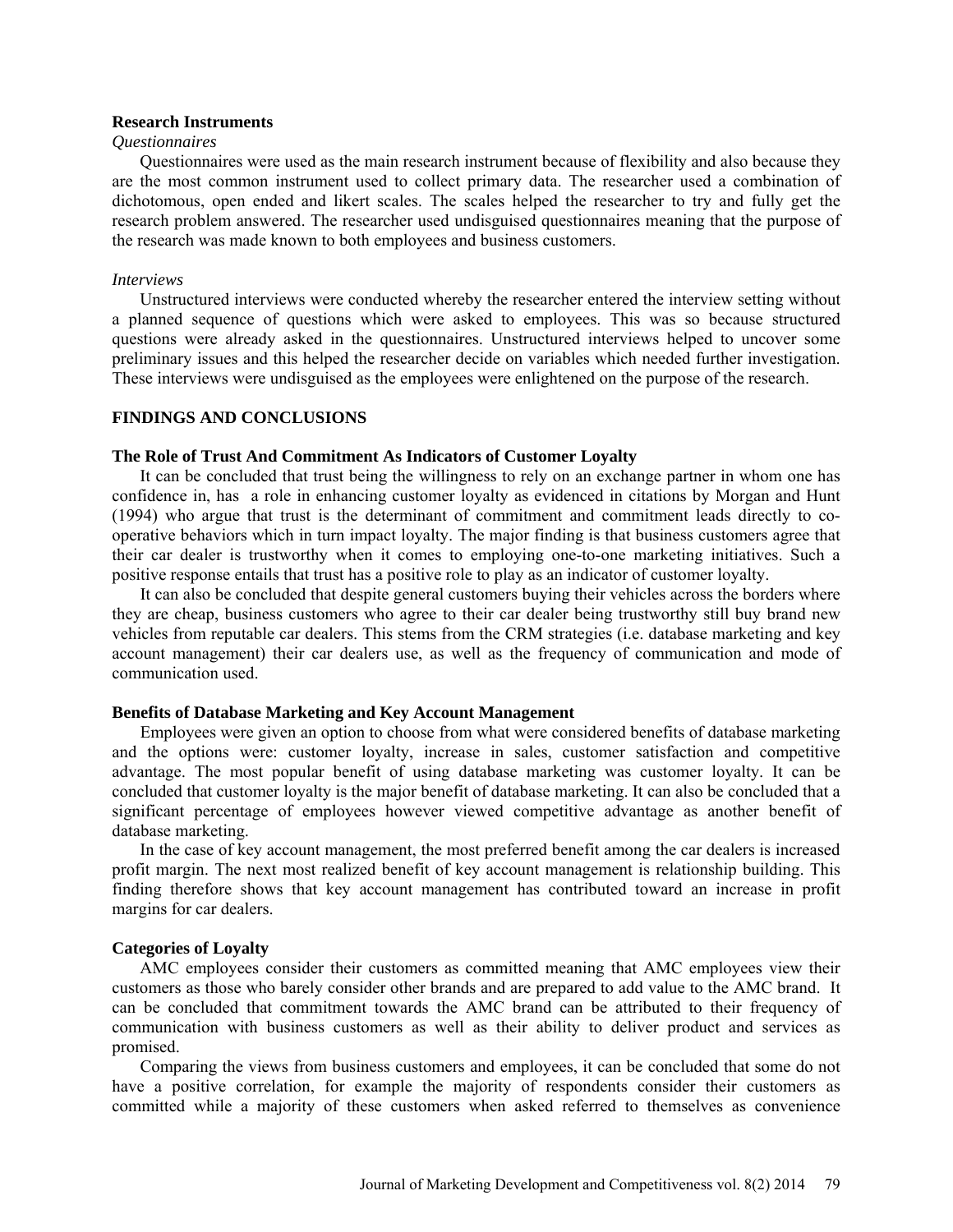### Research Instruments

*Questionnaires*

Questionnaires were used as the main research instrument because of flexibility and also because they are the most common instrument used to collect primary data. The researcher used a combination of dichotomous, open ended and likert scales. The scales helped the researcher to try and fully get the research problem answered. The researcher used undisguised questionnaires meaning that the purpose of the research was made known to both employees and business customers.

*Interviews*

Unstructured interviews were conducted whereby the researcher entered the interview setting without a planned sequence of questions which were asked to employees. This was so because structured questions were already asked in the questionnaires. Unstructured interviews helped to uncover some preliminary issues and this helped the researcher decide on variables which needed further investigation. These interviews were undisguised as the employees were enlightened on the purpose of the research.

## FINDINGS AND CONCLUSIONS

### The Role of Trust And Commitment As Indicators of Customer Loyalty

It can be concluded that trust being the willingness to rely on an exchange partner in whom one has confidence in, has a role in enhancing customer loyalty as evidenced in citations by Morgan and Hunt (1994) who argue that trust is the determinant of commitment and commitment leads directly to co-operative behaviors which in turn impact loyalty. The major finding is that business customers agree that their car dealer is trustworthy when it comes to employing one-to-one marketing initiatives. Such a positive response entails that trust has a positive role to play as an indicator of customer loyalty.

It can also be concluded that despite general customers buying their vehicles across the borders where they are cheap, business customers who agree to their car dealer being trustworthy still buy brand new vehicles from reputable car dealers. This stems from the CRM strategies (i.e. database marketing and key account management) their car dealers use, as well as the frequency of communication and mode of communication used.

### Benefits of Database Marketing and Key Account Management

Employees were given an option to choose from what were considered benefits of database marketing and the options were: customer loyalty, increase in sales, customer satisfaction and competitive advantage. The most popular benefit of using database marketing was customer loyalty. It can be concluded that customer loyalty is the major benefit of database marketing. It can also be concluded that a significant percentage of employees however viewed competitive advantage as another benefit of database marketing.

In the case of key account management, the most preferred benefit among the car dealers is increased profit margin. The next most realized benefit of key account management is relationship building. This finding therefore shows that key account management has contributed toward an increase in profit margins for car dealers.

### Categories of Loyalty

AMC employees consider their customers as committed meaning that AMC employees view their customers as those who barely consider other brands and are prepared to add value to the AMC brand. It can be concluded that commitment towards the AMC brand can be attributed to their frequency of communication with business customers as well as their ability to deliver product and services as promised.

Comparing the views from business customers and employees, it can be concluded that some do not have a positive correlation, for example the majority of respondents consider their customers as committed while a majority of these customers when asked referred to themselves as convenience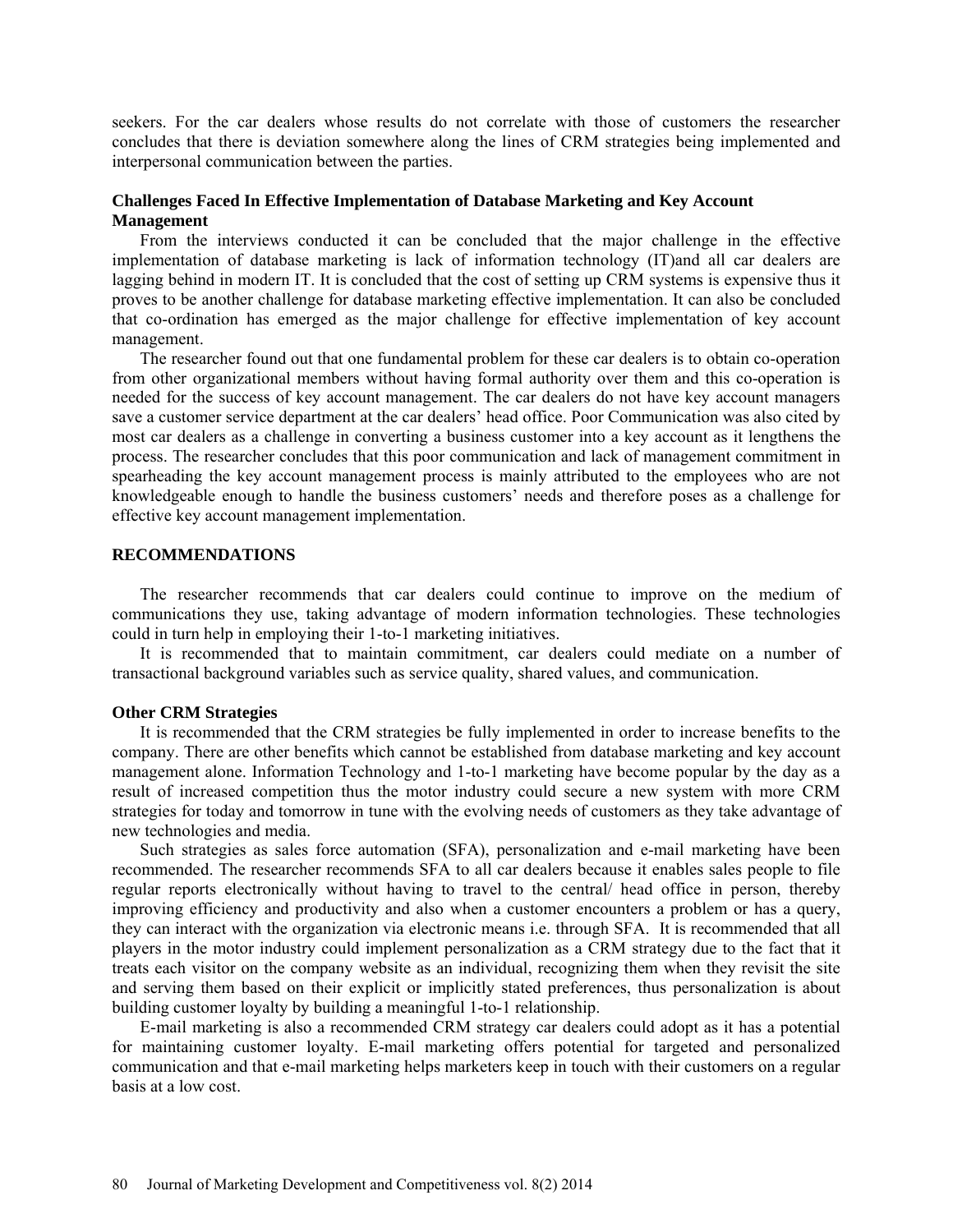seekers. For the car dealers whose results do not correlate with those of customers the researcher concludes that there is deviation somewhere along the lines of CRM strategies being implemented and interpersonal communication between the parties.

### Challenges Faced In Effective Implementation of Database Marketing and Key Account Management

From the interviews conducted it can be concluded that the major challenge in the effective implementation of database marketing is lack of information technology (IT)and all car dealers are lagging behind in modern IT. It is concluded that the cost of setting up CRM systems is expensive thus it proves to be another challenge for database marketing effective implementation. It can also be concluded that co-ordination has emerged as the major challenge for effective implementation of key account management.

The researcher found out that one fundamental problem for these car dealers is to obtain co-operation from other organizational members without having formal authority over them and this co-operation is needed for the success of key account management. The car dealers do not have key account managers save a customer service department at the car dealers' head office. Poor Communication was also cited by most car dealers as a challenge in converting a business customer into a key account as it lengthens the process. The researcher concludes that this poor communication and lack of management commitment in spearheading the key account management process is mainly attributed to the employees who are not knowledgeable enough to handle the business customers' needs and therefore poses as a challenge for effective key account management implementation.

## RECOMMENDATIONS

The researcher recommends that car dealers could continue to improve on the medium of communications they use, taking advantage of modern information technologies. These technologies could in turn help in employing their 1-to-1 marketing initiatives.

It is recommended that to maintain commitment, car dealers could mediate on a number of transactional background variables such as service quality, shared values, and communication.

### Other CRM Strategies

It is recommended that the CRM strategies be fully implemented in order to increase benefits to the company. There are other benefits which cannot be established from database marketing and key account management alone. Information Technology and 1-to-1 marketing have become popular by the day as a result of increased competition thus the motor industry could secure a new system with more CRM strategies for today and tomorrow in tune with the evolving needs of customers as they take advantage of new technologies and media.

Such strategies as sales force automation (SFA), personalization and e-mail marketing have been recommended. The researcher recommends SFA to all car dealers because it enables sales people to file regular reports electronically without having to travel to the central/ head office in person, thereby improving efficiency and productivity and also when a customer encounters a problem or has a query, they can interact with the organization via electronic means i.e. through SFA. It is recommended that all players in the motor industry could implement personalization as a CRM strategy due to the fact that it treats each visitor on the company website as an individual, recognizing them when they revisit the site and serving them based on their explicit or implicitly stated preferences, thus personalization is about building customer loyalty by building a meaningful 1-to-1 relationship.

E-mail marketing is also a recommended CRM strategy car dealers could adopt as it has a potential for maintaining customer loyalty. E-mail marketing offers potential for targeted and personalized communication and that e-mail marketing helps marketers keep in touch with their customers on a regular basis at a low cost.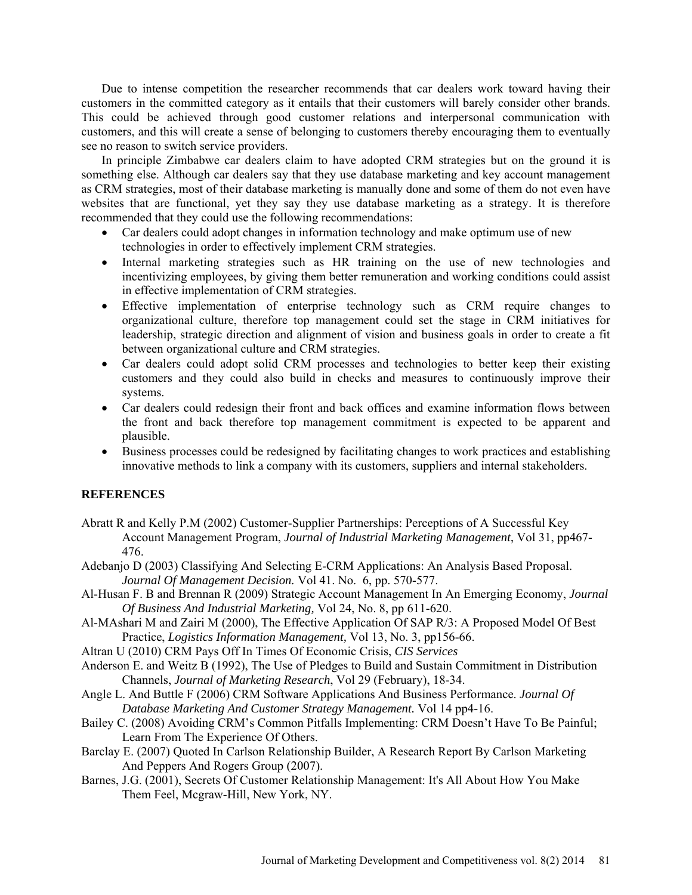Due to intense competition the researcher recommends that car dealers work toward having their customers in the committed category as it entails that their customers will barely consider other brands. This could be achieved through good customer relations and interpersonal communication with customers, and this will create a sense of belonging to customers thereby encouraging them to eventually see no reason to switch service providers.

In principle Zimbabwe car dealers claim to have adopted CRM strategies but on the ground it is something else. Although car dealers say that they use database marketing and key account management as CRM strategies, most of their database marketing is manually done and some of them do not even have websites that are functional, yet they say they use database marketing as a strategy. It is therefore recommended that they could use the following recommendations:

- Car dealers could adopt changes in information technology and make optimum use of new technologies in order to effectively implement CRM strategies.
- Internal marketing strategies such as HR training on the use of new technologies and incentivizing employees, by giving them better remuneration and working conditions could assist in effective implementation of CRM strategies.
- Effective implementation of enterprise technology such as CRM require changes to organizational culture, therefore top management could set the stage in CRM initiatives for leadership, strategic direction and alignment of vision and business goals in order to create a fit between organizational culture and CRM strategies.
- Car dealers could adopt solid CRM processes and technologies to better keep their existing customers and they could also build in checks and measures to continuously improve their systems.
- Car dealers could redesign their front and back offices and examine information flows between the front and back therefore top management commitment is expected to be apparent and plausible.
- Business processes could be redesigned by facilitating changes to work practices and establishing innovative methods to link a company with its customers, suppliers and internal stakeholders.

## REFERENCES

Abratt R and Kelly P.M (2002) Customer-Supplier Partnerships: Perceptions of A Successful Key Account Management Program, *Journal of Industrial Marketing Management*, Vol 31, pp467-476.

Adebanjo D (2003) Classifying And Selecting E-CRM Applications: An Analysis Based Proposal. *Journal Of Management Decision.* Vol 41. No. 6, pp. 570-577.

Al-Husan F. B and Brennan R (2009) Strategic Account Management In An Emerging Economy, *Journal Of Business And Industrial Marketing,* Vol 24, No. 8, pp 611-620.

Al-MAshari M and Zairi M (2000), The Effective Application Of SAP R/3: A Proposed Model Of Best Practice, *Logistics Information Management,* Vol 13, No. 3, pp156-66.

Altran U (2010) CRM Pays Off In Times Of Economic Crisis, *CIS Services*

Anderson E. and Weitz B (1992), The Use of Pledges to Build and Sustain Commitment in Distribution Channels, *Journal of Marketing Research*, Vol 29 (February), 18-34.

Angle L. And Buttle F (2006) CRM Software Applications And Business Performance. *Journal Of Database Marketing And Customer Strategy Management.* Vol 14 pp4-16.

Bailey C. (2008) Avoiding CRM's Common Pitfalls Implementing: CRM Doesn't Have To Be Painful; Learn From The Experience Of Others.

Barclay E. (2007) Quoted In Carlson Relationship Builder, A Research Report By Carlson Marketing And Peppers And Rogers Group (2007).

Barnes, J.G. (2001), Secrets Of Customer Relationship Management: It's All About How You Make Them Feel, Mcgraw-Hill, New York, NY.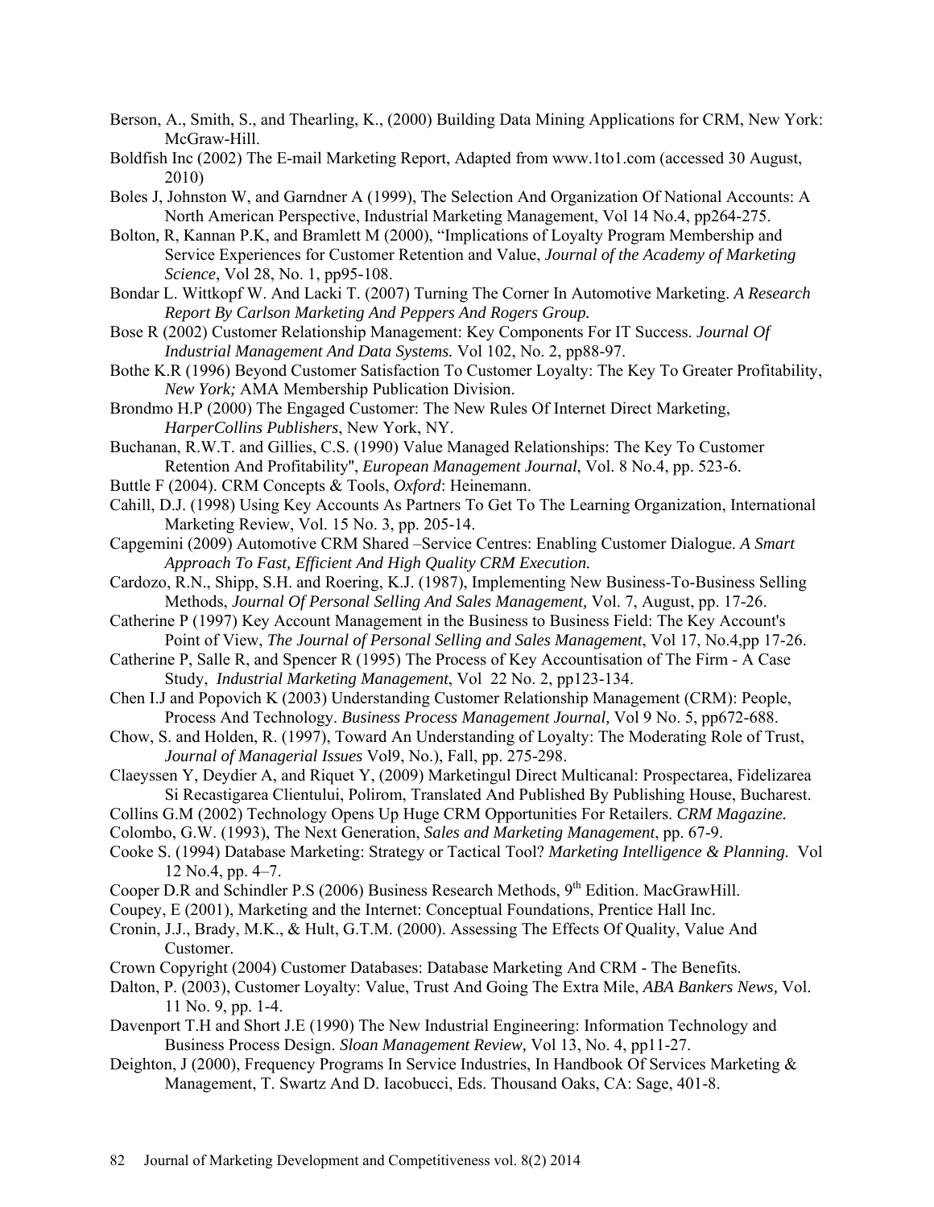Berson, A., Smith, S., and Thearling, K., (2000) Building Data Mining Applications for CRM, New York: McGraw-Hill.

Boldfish Inc (2002) The E-mail Marketing Report, Adapted from www.1to1.com (accessed 30 August, 2010)

Boles J, Johnston W, and Garndner A (1999), The Selection And Organization Of National Accounts: A North American Perspective, Industrial Marketing Management, Vol 14 No.4, pp264-275.

Bolton, R, Kannan P.K, and Bramlett M (2000), "Implications of Loyalty Program Membership and Service Experiences for Customer Retention and Value, *Journal of the Academy of Marketing Science*, Vol 28, No. 1, pp95-108.

Bondar L. Wittkopf W. And Lacki T. (2007) Turning The Corner In Automotive Marketing. *A Research Report By Carlson Marketing And Peppers And Rogers Group.*

Bose R (2002) Customer Relationship Management: Key Components For IT Success. *Journal Of Industrial Management And Data Systems.* Vol 102, No. 2, pp88-97.

Bothe K.R (1996) Beyond Customer Satisfaction To Customer Loyalty: The Key To Greater Profitability, *New York;* AMA Membership Publication Division.

Brondmo H.P (2000) The Engaged Customer: The New Rules Of Internet Direct Marketing, *HarperCollins Publishers*, New York, NY.

Buchanan, R.W.T. and Gillies, C.S. (1990) Value Managed Relationships: The Key To Customer Retention And Profitability", *European Management Journal*, Vol. 8 No.4, pp. 523-6.

Buttle F (2004). CRM Concepts & Tools, *Oxford*: Heinemann.

Cahill, D.J. (1998) Using Key Accounts As Partners To Get To The Learning Organization, International Marketing Review, Vol. 15 No. 3, pp. 205-14.

Capgemini (2009) Automotive CRM Shared –Service Centres: Enabling Customer Dialogue. *A Smart Approach To Fast, Efficient And High Quality CRM Execution.*

Cardozo, R.N., Shipp, S.H. and Roering, K.J. (1987), Implementing New Business-To-Business Selling Methods, *Journal Of Personal Selling And Sales Management,* Vol. 7, August, pp. 17-26.

Catherine P (1997) Key Account Management in the Business to Business Field: The Key Account's Point of View, *The Journal of Personal Selling and Sales Management*, Vol 17, No.4,pp 17-26.

Catherine P, Salle R, and Spencer R (1995) The Process of Key Accountisation of The Firm - A Case Study, *Industrial Marketing Management*, Vol 22 No. 2, pp123-134.

Chen I.J and Popovich K (2003) Understanding Customer Relationship Management (CRM): People, Process And Technology. *Business Process Management Journal,* Vol 9 No. 5, pp672-688.

Chow, S. and Holden, R. (1997), Toward An Understanding of Loyalty: The Moderating Role of Trust, *Journal of Managerial Issues* Vol9, No.), Fall, pp. 275-298.

Claeyssen Y, Deydier A, and Riquet Y, (2009) Marketingul Direct Multicanal: Prospectarea, Fidelizarea Si Recastigarea Clientului, Polirom, Translated And Published By Publishing House, Bucharest.

Collins G.M (2002) Technology Opens Up Huge CRM Opportunities For Retailers. *CRM Magazine.*

Colombo, G.W. (1993), The Next Generation, *Sales and Marketing Management*, pp. 67-9.

Cooke S. (1994) Database Marketing: Strategy or Tactical Tool? *Marketing Intelligence & Planning.* Vol 12 No.4, pp. 4–7.

Cooper D.R and Schindler P.S (2006) Business Research Methods, 9th Edition. MacGrawHill.

Coupey, E (2001), Marketing and the Internet: Conceptual Foundations, Prentice Hall Inc.

Cronin, J.J., Brady, M.K., & Hult, G.T.M. (2000). Assessing The Effects Of Quality, Value And Customer.

Crown Copyright (2004) Customer Databases: Database Marketing And CRM - The Benefits.

Dalton, P. (2003), Customer Loyalty: Value, Trust And Going The Extra Mile, *ABA Bankers News,* Vol. 11 No. 9, pp. 1-4.

Davenport T.H and Short J.E (1990) The New Industrial Engineering: Information Technology and Business Process Design. *Sloan Management Review,* Vol 13, No. 4, pp11-27.

Deighton, J (2000), Frequency Programs In Service Industries, In Handbook Of Services Marketing & Management, T. Swartz And D. Iacobucci, Eds. Thousand Oaks, CA: Sage, 401-8.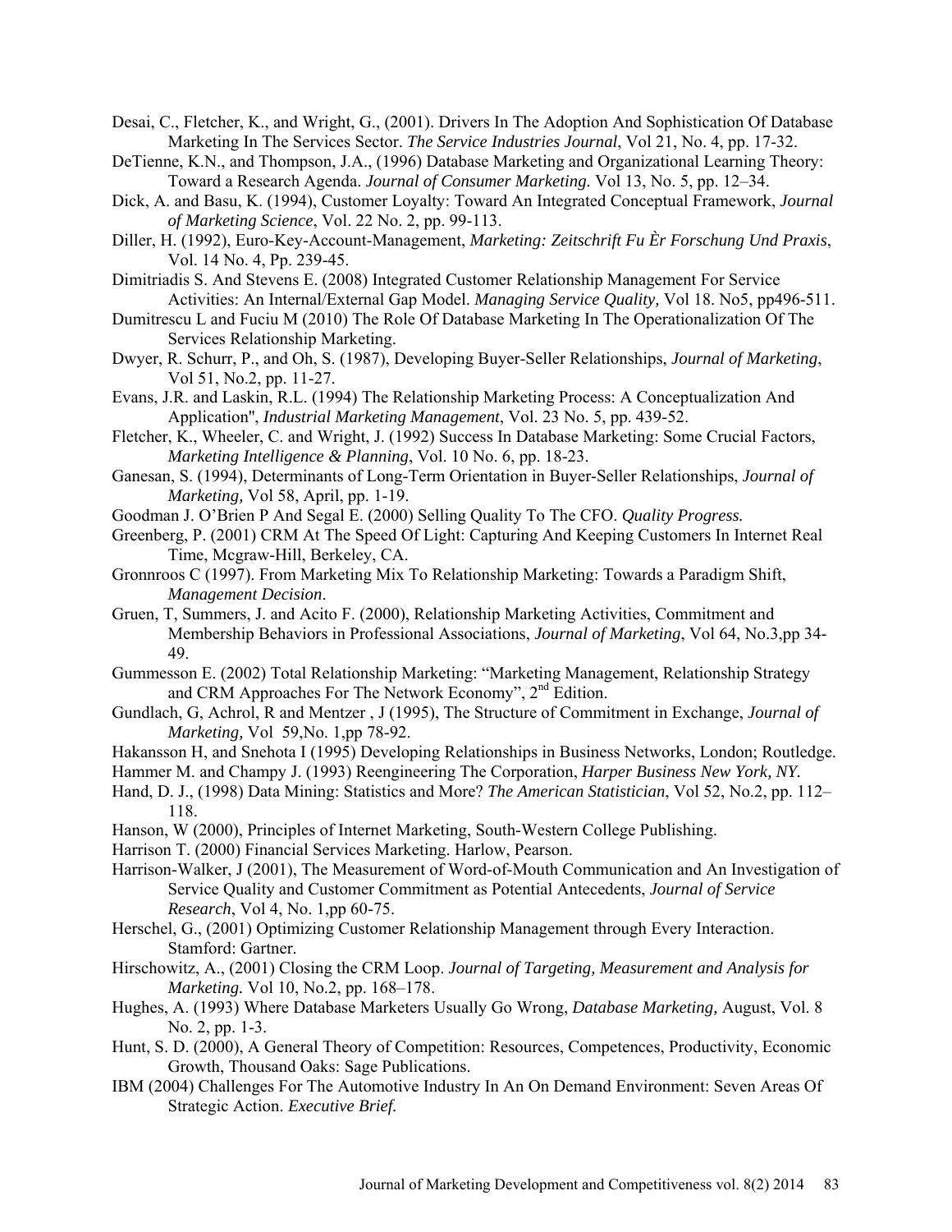Desai, C., Fletcher, K., and Wright, G., (2001). Drivers In The Adoption And Sophistication Of Database Marketing In The Services Sector. *The Service Industries Journal*, Vol 21, No. 4, pp. 17-32.

DeTienne, K.N., and Thompson, J.A., (1996) Database Marketing and Organizational Learning Theory: Toward a Research Agenda. *Journal of Consumer Marketing.* Vol 13, No. 5, pp. 12–34.

Dick, A. and Basu, K. (1994), Customer Loyalty: Toward An Integrated Conceptual Framework, *Journal of Marketing Science*, Vol. 22 No. 2, pp. 99-113.

Diller, H. (1992), Euro-Key-Account-Management, *Marketing: Zeitschrift Fu Èr Forschung Und Praxis*, Vol. 14 No. 4, Pp. 239-45.

Dimitriadis S. And Stevens E. (2008) Integrated Customer Relationship Management For Service Activities: An Internal/External Gap Model. *Managing Service Quality,* Vol 18. No5, pp496-511.

Dumitrescu L and Fuciu M (2010) The Role Of Database Marketing In The Operationalization Of The Services Relationship Marketing.

Dwyer, R. Schurr, P., and Oh, S. (1987), Developing Buyer-Seller Relationships, *Journal of Marketing*, Vol 51, No.2, pp. 11-27.

Evans, J.R. and Laskin, R.L. (1994) The Relationship Marketing Process: A Conceptualization And Application", *Industrial Marketing Management*, Vol. 23 No. 5, pp. 439-52.

Fletcher, K., Wheeler, C. and Wright, J. (1992) Success In Database Marketing: Some Crucial Factors, *Marketing Intelligence & Planning*, Vol. 10 No. 6, pp. 18-23.

Ganesan, S. (1994), Determinants of Long-Term Orientation in Buyer-Seller Relationships, *Journal of Marketing,* Vol 58, April, pp. 1-19.

Goodman J. O'Brien P And Segal E. (2000) Selling Quality To The CFO. *Quality Progress.*

Greenberg, P. (2001) CRM At The Speed Of Light: Capturing And Keeping Customers In Internet Real Time, Mcgraw-Hill, Berkeley, CA.

Gronnroos C (1997). From Marketing Mix To Relationship Marketing: Towards a Paradigm Shift, *Management Decision*.

Gruen, T, Summers, J. and Acito F. (2000), Relationship Marketing Activities, Commitment and Membership Behaviors in Professional Associations, *Journal of Marketing*, Vol 64, No.3,pp 34-49.

Gummesson E. (2002) Total Relationship Marketing: "Marketing Management, Relationship Strategy and CRM Approaches For The Network Economy", 2nd Edition.

Gundlach, G, Achrol, R and Mentzer , J (1995), The Structure of Commitment in Exchange, *Journal of Marketing,* Vol 59,No. 1,pp 78-92.

Hakansson H, and Snehota I (1995) Developing Relationships in Business Networks, London; Routledge.

Hammer M. and Champy J. (1993) Reengineering The Corporation, *Harper Business New York, NY.*

Hand, D. J., (1998) Data Mining: Statistics and More? *The American Statistician*, Vol 52, No.2, pp. 112–118.

Hanson, W (2000), Principles of Internet Marketing, South-Western College Publishing.

Harrison T. (2000) Financial Services Marketing. Harlow, Pearson.

Harrison-Walker, J (2001), The Measurement of Word-of-Mouth Communication and An Investigation of Service Quality and Customer Commitment as Potential Antecedents, *Journal of Service Research*, Vol 4, No. 1,pp 60-75.

Herschel, G., (2001) Optimizing Customer Relationship Management through Every Interaction. Stamford: Gartner.

Hirschowitz, A., (2001) Closing the CRM Loop. *Journal of Targeting, Measurement and Analysis for Marketing.* Vol 10, No.2, pp. 168–178.

Hughes, A. (1993) Where Database Marketers Usually Go Wrong, *Database Marketing,* August, Vol. 8 No. 2, pp. 1-3.

Hunt, S. D. (2000), A General Theory of Competition: Resources, Competences, Productivity, Economic Growth, Thousand Oaks: Sage Publications.

IBM (2004) Challenges For The Automotive Industry In An On Demand Environment: Seven Areas Of Strategic Action. *Executive Brief.*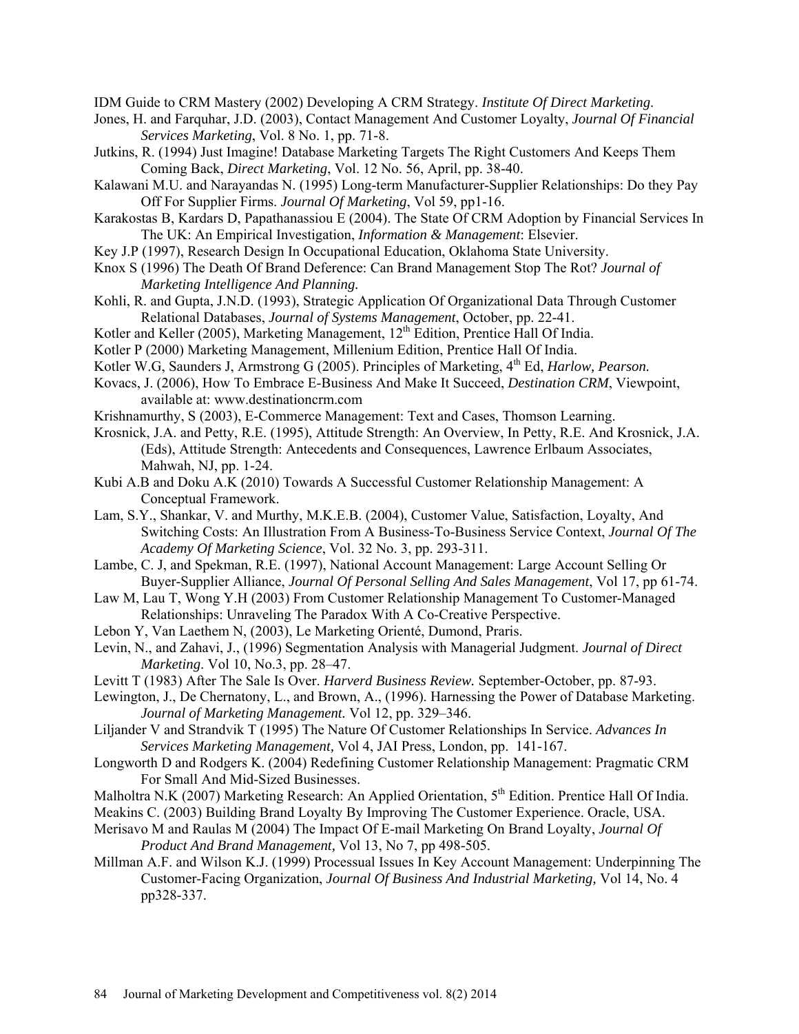IDM Guide to CRM Mastery (2002) Developing A CRM Strategy. *Institute Of Direct Marketing*.

Jones, H. and Farquhar, J.D. (2003), Contact Management And Customer Loyalty, *Journal Of Financial Services Marketing*, Vol. 8 No. 1, pp. 71-8.

Jutkins, R. (1994) Just Imagine! Database Marketing Targets The Right Customers And Keeps Them Coming Back, *Direct Marketing*, Vol. 12 No. 56, April, pp. 38-40.

Kalawani M.U. and Narayandas N. (1995) Long-term Manufacturer-Supplier Relationships: Do they Pay Off For Supplier Firms. *Journal Of Marketing*, Vol 59, pp1-16.

Karakostas B, Kardars D, Papathanassiou E (2004). The State Of CRM Adoption by Financial Services In The UK: An Empirical Investigation, *Information & Management*: Elsevier.

Key J.P (1997), Research Design In Occupational Education, Oklahoma State University.

Knox S (1996) The Death Of Brand Deference: Can Brand Management Stop The Rot? *Journal of Marketing Intelligence And Planning.*

Kohli, R. and Gupta, J.N.D. (1993), Strategic Application Of Organizational Data Through Customer Relational Databases, *Journal of Systems Management*, October, pp. 22-41.

Kotler and Keller (2005), Marketing Management, 12th Edition, Prentice Hall Of India.

Kotler P (2000) Marketing Management, Millenium Edition, Prentice Hall Of India.

Kotler W.G, Saunders J, Armstrong G (2005). Principles of Marketing, 4th Ed, *Harlow, Pearson.*

Kovacs, J. (2006), How To Embrace E-Business And Make It Succeed, *Destination CRM*, Viewpoint, available at: www.destinationcrm.com

Krishnamurthy, S (2003), E-Commerce Management: Text and Cases, Thomson Learning.

Krosnick, J.A. and Petty, R.E. (1995), Attitude Strength: An Overview, In Petty, R.E. And Krosnick, J.A. (Eds), Attitude Strength: Antecedents and Consequences, Lawrence Erlbaum Associates, Mahwah, NJ, pp. 1-24.

Kubi A.B and Doku A.K (2010) Towards A Successful Customer Relationship Management: A Conceptual Framework.

Lam, S.Y., Shankar, V. and Murthy, M.K.E.B. (2004), Customer Value, Satisfaction, Loyalty, And Switching Costs: An Illustration From A Business-To-Business Service Context, *Journal Of The Academy Of Marketing Science*, Vol. 32 No. 3, pp. 293-311.

Lambe, C. J, and Spekman, R.E. (1997), National Account Management: Large Account Selling Or Buyer-Supplier Alliance, *Journal Of Personal Selling And Sales Management*, Vol 17, pp 61-74.

Law M, Lau T, Wong Y.H (2003) From Customer Relationship Management To Customer-Managed Relationships: Unraveling The Paradox With A Co-Creative Perspective.

Lebon Y, Van Laethem N, (2003), Le Marketing Orienté, Dumond, Praris.

Levin, N., and Zahavi, J., (1996) Segmentation Analysis with Managerial Judgment. *Journal of Direct Marketing*. Vol 10, No.3, pp. 28–47.

Levitt T (1983) After The Sale Is Over. *Harverd Business Review.* September-October, pp. 87-93.

Lewington, J., De Chernatony, L., and Brown, A., (1996). Harnessing the Power of Database Marketing. *Journal of Marketing Management.* Vol 12, pp. 329–346.

Liljander V and Strandvik T (1995) The Nature Of Customer Relationships In Service. *Advances In Services Marketing Management,* Vol 4, JAI Press, London, pp. 141-167.

Longworth D and Rodgers K. (2004) Redefining Customer Relationship Management: Pragmatic CRM For Small And Mid-Sized Businesses.

Malholtra N.K (2007) Marketing Research: An Applied Orientation, 5th Edition. Prentice Hall Of India.

Meakins C. (2003) Building Brand Loyalty By Improving The Customer Experience. Oracle, USA.

Merisavo M and Raulas M (2004) The Impact Of E-mail Marketing On Brand Loyalty, *Journal Of Product And Brand Management,* Vol 13, No 7, pp 498-505.

Millman A.F. and Wilson K.J. (1999) Processual Issues In Key Account Management: Underpinning The Customer-Facing Organization, *Journal Of Business And Industrial Marketing,* Vol 14, No. 4 pp328-337.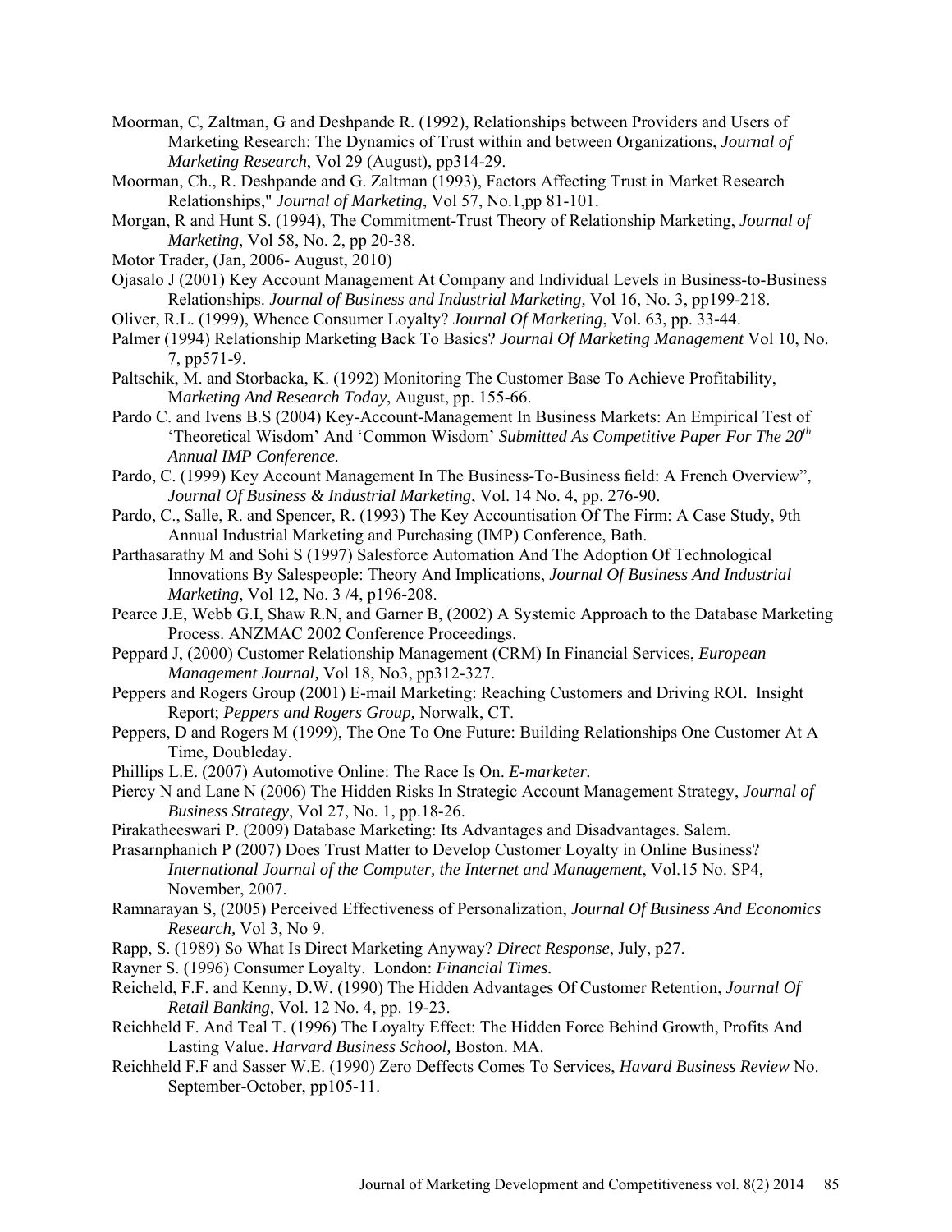Moorman, C, Zaltman, G and Deshpande R. (1992), Relationships between Providers and Users of Marketing Research: The Dynamics of Trust within and between Organizations, *Journal of Marketing Research*, Vol 29 (August), pp314-29.

Moorman, Ch., R. Deshpande and G. Zaltman (1993), Factors Affecting Trust in Market Research Relationships," *Journal of Marketing*, Vol 57, No.1,pp 81-101.

Morgan, R and Hunt S. (1994), The Commitment-Trust Theory of Relationship Marketing, *Journal of Marketing*, Vol 58, No. 2, pp 20-38.

Motor Trader, (Jan, 2006- August, 2010)

Ojasalo J (2001) Key Account Management At Company and Individual Levels in Business-to-Business Relationships. *Journal of Business and Industrial Marketing,* Vol 16, No. 3, pp199-218.

Oliver, R.L. (1999), Whence Consumer Loyalty? *Journal Of Marketing*, Vol. 63, pp. 33-44.

Palmer (1994) Relationship Marketing Back To Basics? *Journal Of Marketing Management* Vol 10, No. 7, pp571-9.

Paltschik, M. and Storbacka, K. (1992) Monitoring The Customer Base To Achieve Profitability, M*arketing And Research Today*, August, pp. 155-66.

Pardo C. and Ivens B.S (2004) Key-Account-Management In Business Markets: An Empirical Test of 'Theoretical Wisdom' And 'Common Wisdom' *Submitted As Competitive Paper For The 20th Annual IMP Conference.*

Pardo, C. (1999) Key Account Management In The Business-To-Business field: A French Overview", *Journal Of Business & Industrial Marketing*, Vol. 14 No. 4, pp. 276-90.

Pardo, C., Salle, R. and Spencer, R. (1993) The Key Accountisation Of The Firm: A Case Study, 9th Annual Industrial Marketing and Purchasing (IMP) Conference, Bath.

Parthasarathy M and Sohi S (1997) Salesforce Automation And The Adoption Of Technological Innovations By Salespeople: Theory And Implications, *Journal Of Business And Industrial Marketing*, Vol 12, No. 3 /4, p196-208.

Pearce J.E, Webb G.I, Shaw R.N, and Garner B, (2002) A Systemic Approach to the Database Marketing Process. ANZMAC 2002 Conference Proceedings.

Peppard J, (2000) Customer Relationship Management (CRM) In Financial Services, *European Management Journal,* Vol 18, No3, pp312-327.

Peppers and Rogers Group (2001) E-mail Marketing: Reaching Customers and Driving ROI. Insight Report; *Peppers and Rogers Group,* Norwalk, CT.

Peppers, D and Rogers M (1999), The One To One Future: Building Relationships One Customer At A Time, Doubleday.

Phillips L.E. (2007) Automotive Online: The Race Is On. *E-marketer.*

Piercy N and Lane N (2006) The Hidden Risks In Strategic Account Management Strategy, *Journal of Business Strategy*, Vol 27, No. 1, pp.18-26.

Pirakatheeswari P. (2009) Database Marketing: Its Advantages and Disadvantages. Salem.

Prasarnphanich P (2007) Does Trust Matter to Develop Customer Loyalty in Online Business? *International Journal of the Computer, the Internet and Management*, Vol.15 No. SP4, November, 2007.

Ramnarayan S, (2005) Perceived Effectiveness of Personalization, *Journal Of Business And Economics Research,* Vol 3, No 9.

Rapp, S. (1989) So What Is Direct Marketing Anyway? *Direct Response*, July, p27.

Rayner S. (1996) Consumer Loyalty. London: *Financial Times.*

Reicheld, F.F. and Kenny, D.W. (1990) The Hidden Advantages Of Customer Retention, *Journal Of Retail Banking*, Vol. 12 No. 4, pp. 19-23.

Reichheld F. And Teal T. (1996) The Loyalty Effect: The Hidden Force Behind Growth, Profits And Lasting Value. *Harvard Business School,* Boston. MA.

Reichheld F.F and Sasser W.E. (1990) Zero Deffects Comes To Services, *Havard Business Review* No. September-October, pp105-11.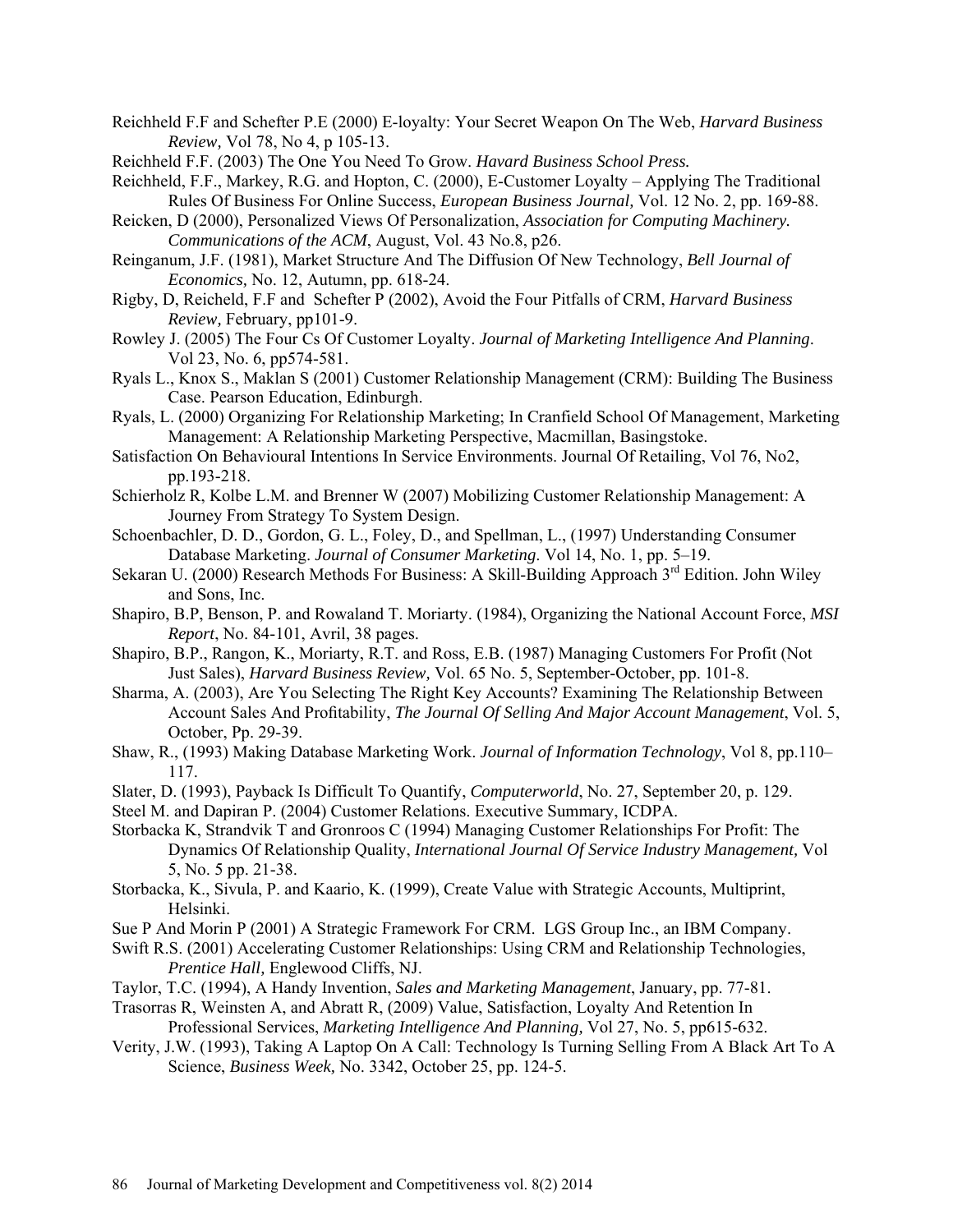Reichheld F.F and Schefter P.E (2000) E-loyalty: Your Secret Weapon On The Web, *Harvard Business Review,* Vol 78, No 4, p 105-13.

Reichheld F.F. (2003) The One You Need To Grow. *Havard Business School Press.*

Reichheld, F.F., Markey, R.G. and Hopton, C. (2000), E-Customer Loyalty – Applying The Traditional Rules Of Business For Online Success, *European Business Journal,* Vol. 12 No. 2, pp. 169-88.

Reicken, D (2000), Personalized Views Of Personalization, *Association for Computing Machinery. Communications of the ACM*, August, Vol. 43 No.8, p26.

Reinganum, J.F. (1981), Market Structure And The Diffusion Of New Technology, *Bell Journal of Economics,* No. 12, Autumn, pp. 618-24.

Rigby, D, Reicheld, F.F and Schefter P (2002), Avoid the Four Pitfalls of CRM, *Harvard Business Review,* February, pp101-9.

Rowley J. (2005) The Four Cs Of Customer Loyalty. *Journal of Marketing Intelligence And Planning*. Vol 23, No. 6, pp574-581.

Ryals L., Knox S., Maklan S (2001) Customer Relationship Management (CRM): Building The Business Case. Pearson Education, Edinburgh.

Ryals, L. (2000) Organizing For Relationship Marketing; In Cranfield School Of Management, Marketing Management: A Relationship Marketing Perspective, Macmillan, Basingstoke.

Satisfaction On Behavioural Intentions In Service Environments. Journal Of Retailing, Vol 76, No2, pp.193-218.

Schierholz R, Kolbe L.M. and Brenner W (2007) Mobilizing Customer Relationship Management: A Journey From Strategy To System Design.

Schoenbachler, D. D., Gordon, G. L., Foley, D., and Spellman, L., (1997) Understanding Consumer Database Marketing. *Journal of Consumer Marketing*. Vol 14, No. 1, pp. 5–19.

Sekaran U. (2000) Research Methods For Business: A Skill-Building Approach 3rd Edition. John Wiley and Sons, Inc.

Shapiro, B.P, Benson, P. and Rowaland T. Moriarty. (1984), Organizing the National Account Force, *MSI Report*, No. 84-101, Avril, 38 pages.

Shapiro, B.P., Rangon, K., Moriarty, R.T. and Ross, E.B. (1987) Managing Customers For Profit (Not Just Sales), *Harvard Business Review,* Vol. 65 No. 5, September-October, pp. 101-8.

Sharma, A. (2003), Are You Selecting The Right Key Accounts? Examining The Relationship Between Account Sales And Profitability, *The Journal Of Selling And Major Account Management*, Vol. 5, October, Pp. 29-39.

Shaw, R., (1993) Making Database Marketing Work. *Journal of Information Technology*, Vol 8, pp.110–117.

Slater, D. (1993), Payback Is Difficult To Quantify, *Computerworld*, No. 27, September 20, p. 129.

Steel M. and Dapiran P. (2004) Customer Relations. Executive Summary, ICDPA.

Storbacka K, Strandvik T and Gronroos C (1994) Managing Customer Relationships For Profit: The Dynamics Of Relationship Quality, *International Journal Of Service Industry Management,* Vol 5, No. 5 pp. 21-38.

Storbacka, K., Sivula, P. and Kaario, K. (1999), Create Value with Strategic Accounts, Multiprint, Helsinki.

Sue P And Morin P (2001) A Strategic Framework For CRM. LGS Group Inc., an IBM Company.

Swift R.S. (2001) Accelerating Customer Relationships: Using CRM and Relationship Technologies, *Prentice Hall,* Englewood Cliffs, NJ.

Taylor, T.C. (1994), A Handy Invention, *Sales and Marketing Management*, January, pp. 77-81.

Trasorras R, Weinsten A, and Abratt R, (2009) Value, Satisfaction, Loyalty And Retention In Professional Services, *Marketing Intelligence And Planning,* Vol 27, No. 5, pp615-632.

Verity, J.W. (1993), Taking A Laptop On A Call: Technology Is Turning Selling From A Black Art To A Science, *Business Week,* No. 3342, October 25, pp. 124-5.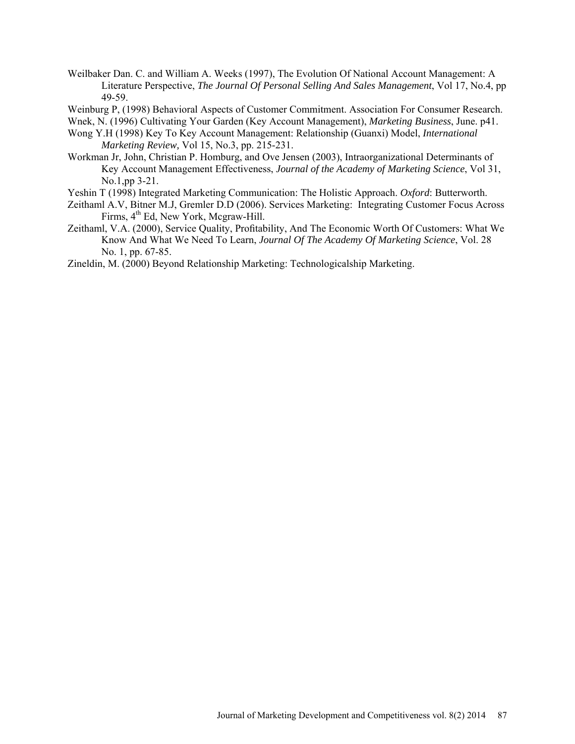Weilbaker Dan. C. and William A. Weeks (1997), The Evolution Of National Account Management: A Literature Perspective, *The Journal Of Personal Selling And Sales Management*, Vol 17, No.4, pp 49-59.

Weinburg P, (1998) Behavioral Aspects of Customer Commitment. Association For Consumer Research.

Wnek, N. (1996) Cultivating Your Garden (Key Account Management), *Marketing Business*, June. p41.

Wong Y.H (1998) Key To Key Account Management: Relationship (Guanxi) Model, *International Marketing Review,* Vol 15, No.3, pp. 215-231.

Workman Jr, John, Christian P. Homburg, and Ove Jensen (2003), Intraorganizational Determinants of Key Account Management Effectiveness, *Journal of the Academy of Marketing Science*, Vol 31, No.1,pp 3-21.

Yeshin T (1998) Integrated Marketing Communication: The Holistic Approach. *Oxford*: Butterworth.

Zeithaml A.V, Bitner M.J, Gremler D.D (2006). Services Marketing: Integrating Customer Focus Across Firms, 4th Ed, New York, Mcgraw-Hill.

Zeithaml, V.A. (2000), Service Quality, Profitability, And The Economic Worth Of Customers: What We Know And What We Need To Learn, *Journal Of The Academy Of Marketing Science*, Vol. 28 No. 1, pp. 67-85.

Zineldin, M. (2000) Beyond Relationship Marketing: Technologicalship Marketing.